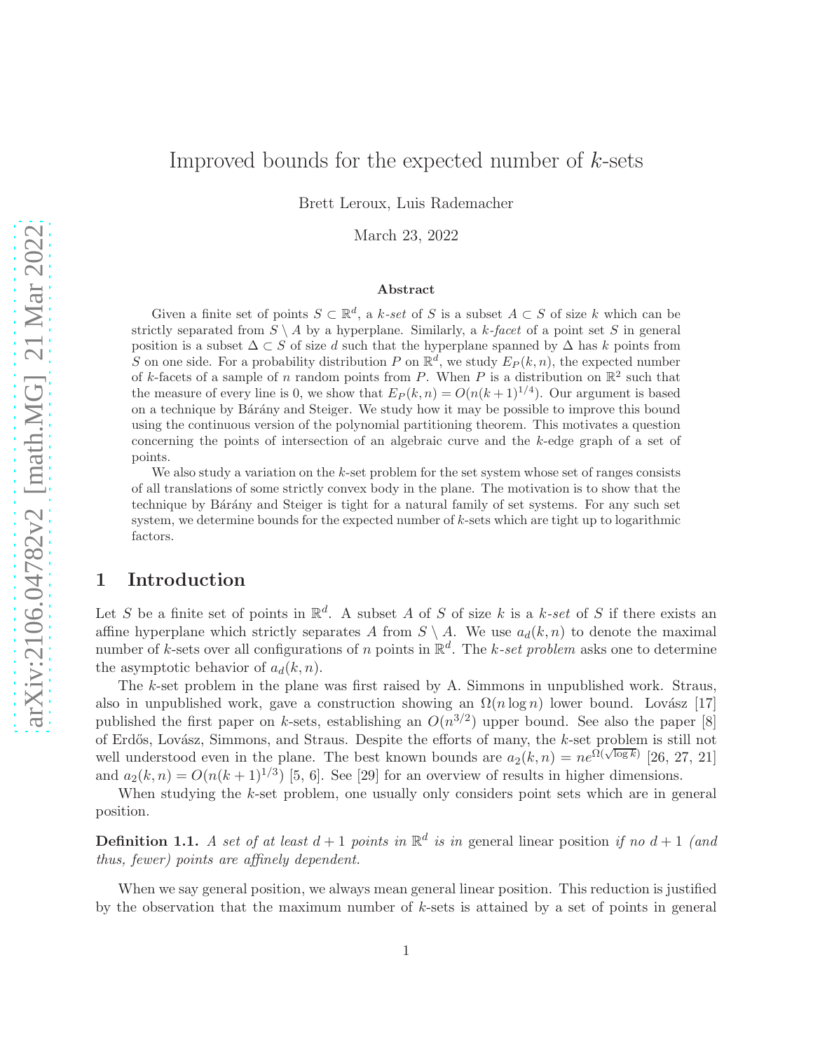# Improved bounds for the expected number of $k$-sets

Brett Leroux, Luis Rademacher

March 23, 2022

### Abstract

Given a finite set of points $S \subset \mathbb{R}^d$, a *k-set* of $S$ is a subset $A \subset S$ of size $k$ which can be strictly separated from $S \setminus A$ by a hyperplane. Similarly, a *k-facet* of a point set $S$ in general position is a subset $\Delta \subset S$ of size $d$ such that the hyperplane spanned by $\Delta$ has $k$ points from $S$ on one side. For a probability distribution $P$ on $\mathbb{R}^d$, we study $E_P(k, n)$, the expected number of $k$-facets of a sample of $n$ random points from $P$. When $P$ is a distribution on $\mathbb{R}^2$ such that the measure of every line is 0, we show that $E_P(k, n) = O(n(k + 1)^{1/4})$. Our argument is based on a technique by Bárány and Steiger. We study how it may be possible to improve this bound using the continuous version of the polynomial partitioning theorem. This motivates a question concerning the points of intersection of an algebraic curve and the $k$-edge graph of a set of points.

We also study a variation on the $k$-set problem for the set system whose set of ranges consists of all translations of some strictly convex body in the plane. The motivation is to show that the technique by Bárány and Steiger is tight for a natural family of set systems. For any such set system, we determine bounds for the expected number of $k$-sets which are tight up to logarithmic factors.

## 1 Introduction

Let $S$ be a finite set of points in $\mathbb{R}^d$. A subset $A$ of $S$ of size $k$ is a *k-set* of $S$ if there exists an affine hyperplane which strictly separates $A$ from $S \setminus A$. We use $a_d(k, n)$ to denote the maximal number of $k$-sets over all configurations of $n$ points in $\mathbb{R}^d$. The *k-set problem* asks one to determine the asymptotic behavior of $a_d(k, n)$.

The $k$-set problem in the plane was first raised by A. Simmons in unpublished work. Straus, also in unpublished work, gave a construction showing an $\Omega(n \log n)$ lower bound. Lovász [17] published the first paper on $k$-sets, establishing an $O(n^{3/2})$ upper bound. See also the paper [8] of Erdős, Lovász, Simmons, and Straus. Despite the efforts of many, the $k$-set problem is still not well understood even in the plane. The best known bounds are $a_2(k, n) = ne^{\Omega(\sqrt{\log k})}$ [26, 27, 21] and $a_2(k, n) = O(n(k + 1)^{1/3})$ [5, 6]. See [29] for an overview of results in higher dimensions.

When studying the $k$-set problem, one usually only considers point sets which are in general position.

**Definition 1.1.** *A set of at least $d + 1$ points in $\mathbb{R}^d$ is in* general linear position *if no $d + 1$ (and thus, fewer) points are affinely dependent.*

When we say general position, we always mean general linear position. This reduction is justified by the observation that the maximum number of $k$-sets is attained by a set of points in general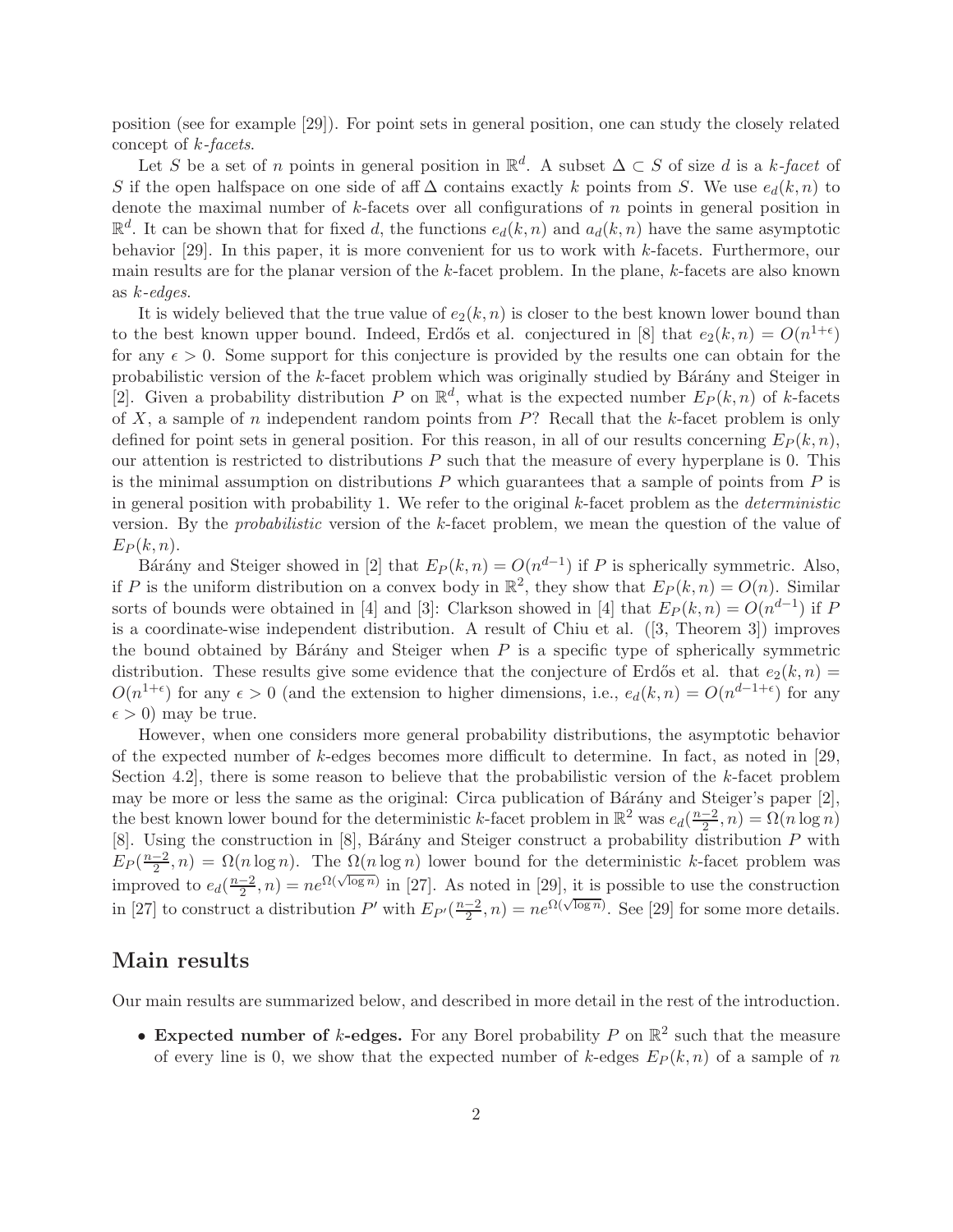position (see for example [29]). For point sets in general position, one can study the closely related concept of *k-facets*.

Let $S$ be a set of $n$ points in general position in $\mathbb{R}^d$. A subset $\Delta \subset S$ of size $d$ is a *k-facet* of $S$ if the open halfspace on one side of aff $\Delta$ contains exactly $k$ points from $S$. We use $e_d(k, n)$ to denote the maximal number of $k$-facets over all configurations of $n$ points in general position in $\mathbb{R}^d$. It can be shown that for fixed $d$, the functions $e_d(k, n)$ and $a_d(k, n)$ have the same asymptotic behavior [29]. In this paper, it is more convenient for us to work with $k$-facets. Furthermore, our main results are for the planar version of the $k$-facet problem. In the plane, $k$-facets are also known as *k-edges*.

It is widely believed that the true value of $e_2(k, n)$ is closer to the best known lower bound than to the best known upper bound. Indeed, Erdős et al. conjectured in [8] that $e_2(k, n) = O(n^{1+\epsilon})$ for any $\epsilon > 0$. Some support for this conjecture is provided by the results one can obtain for the probabilistic version of the $k$-facet problem which was originally studied by Bárány and Steiger in [2]. Given a probability distribution $P$ on $\mathbb{R}^d$, what is the expected number $E_P(k, n)$ of $k$-facets of $X$, a sample of $n$ independent random points from $P$? Recall that the $k$-facet problem is only defined for point sets in general position. For this reason, in all of our results concerning $E_P(k, n)$, our attention is restricted to distributions $P$ such that the measure of every hyperplane is 0. This is the minimal assumption on distributions $P$ which guarantees that a sample of points from $P$ is in general position with probability 1. We refer to the original $k$-facet problem as the *deterministic* version. By the *probabilistic* version of the $k$-facet problem, we mean the question of the value of $E_P(k, n)$.

Bárány and Steiger showed in [2] that $E_P(k, n) = O(n^{d-1})$ if $P$ is spherically symmetric. Also, if $P$ is the uniform distribution on a convex body in $\mathbb{R}^2$, they show that $E_P(k, n) = O(n)$. Similar sorts of bounds were obtained in [4] and [3]: Clarkson showed in [4] that $E_P(k, n) = O(n^{d-1})$ if $P$ is a coordinate-wise independent distribution. A result of Chiu et al. ([3, Theorem 3]) improves the bound obtained by Bárány and Steiger when $P$ is a specific type of spherically symmetric distribution. These results give some evidence that the conjecture of Erdős et al. that $e_2(k, n) = O(n^{1+\epsilon})$ for any $\epsilon > 0$ (and the extension to higher dimensions, i.e., $e_d(k, n) = O(n^{d-1+\epsilon})$ for any $\epsilon > 0$) may be true.

However, when one considers more general probability distributions, the asymptotic behavior of the expected number of $k$-edges becomes more difficult to determine. In fact, as noted in [29, Section 4.2], there is some reason to believe that the probabilistic version of the $k$-facet problem may be more or less the same as the original: Circa publication of Bárány and Steiger's paper [2], the best known lower bound for the deterministic $k$-facet problem in $\mathbb{R}^2$ was $e_d(\frac{n-2}{2}, n) = \Omega(n \log n)$ [8]. Using the construction in [8], Bárány and Steiger construct a probability distribution $P$ with $E_P(\frac{n-2}{2}, n) = \Omega(n \log n)$. The $\Omega(n \log n)$ lower bound for the deterministic $k$-facet problem was improved to $e_d(\frac{n-2}{2}, n) = ne^{\Omega(\sqrt{\log n})}$ in [27]. As noted in [29], it is possible to use the construction in [27] to construct a distribution $P'$ with $E_{P'}(\frac{n-2}{2}, n) = ne^{\Omega(\sqrt{\log n})}$. See [29] for some more details.

## Main results

Our main results are summarized below, and described in more detail in the rest of the introduction.

- **Expected number of $k$-edges.** For any Borel probability $P$ on $\mathbb{R}^2$ such that the measure of every line is 0, we show that the expected number of $k$-edges $E_P(k, n)$ of a sample of $n$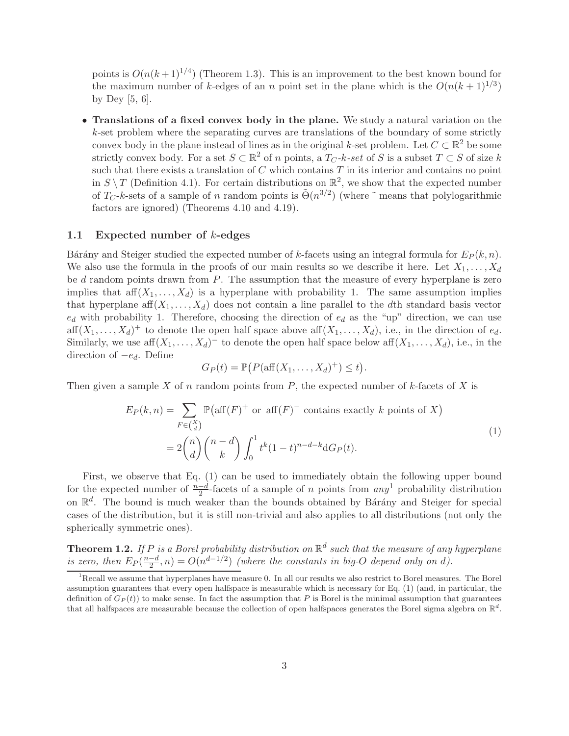points is $O(n(k+1)^{1/4})$ (Theorem 1.3). This is an improvement to the best known bound for the maximum number of $k$-edges of an $n$ point set in the plane which is the $O(n(k+1)^{1/3})$ by Dey [5, 6].

- **Translations of a fixed convex body in the plane.** We study a natural variation on the $k$-set problem where the separating curves are translations of the boundary of some strictly convex body in the plane instead of lines as in the original $k$-set problem. Let $C \subset \mathbb{R}^2$ be some strictly convex body. For a set $S \subset \mathbb{R}^2$ of $n$ points, a $T_C$-$k$-*set* of $S$ is a subset $T \subset S$ of size $k$ such that there exists a translation of $C$ which contains $T$ in its interior and contains no point in $S \setminus T$ (Definition 4.1). For certain distributions on $\mathbb{R}^2$, we show that the expected number of $T_C$-$k$-sets of a sample of $n$ random points is $\tilde{\Theta}(n^{3/2})$ (where $\tilde{}$ means that polylogarithmic factors are ignored) (Theorems 4.10 and 4.19).

### 1.1 Expected number of $k$-edges

Bárány and Steiger studied the expected number of $k$-facets using an integral formula for $E_P(k,n)$. We also use the formula in the proofs of our main results so we describe it here. Let $X_1, \dots, X_d$ be $d$ random points drawn from $P$. The assumption that the measure of every hyperplane is zero implies that $\operatorname{aff}(X_1, \dots, X_d)$ is a hyperplane with probability 1. The same assumption implies that hyperplane $\operatorname{aff}(X_1, \dots, X_d)$ does not contain a line parallel to the $d$th standard basis vector $e_d$ with probability 1. Therefore, choosing the direction of $e_d$ as the "up" direction, we can use $\operatorname{aff}(X_1, \dots, X_d)^+$ to denote the open half space above $\operatorname{aff}(X_1, \dots, X_d)$, i.e., in the direction of $e_d$. Similarly, we use $\operatorname{aff}(X_1, \dots, X_d)^-$ to denote the open half space below $\operatorname{aff}(X_1, \dots, X_d)$, i.e., in the direction of $-e_d$. Define

$$G_P(t) = \mathbb{P}\big(P(\operatorname{aff}(X_1, \dots, X_d)^+) \le t\big).$$

Then given a sample $X$ of $n$ random points from $P$, the expected number of $k$-facets of $X$ is

$$\begin{aligned} E_P(k,n) &= \sum_{F \in \binom{X}{d}} \mathbb{P}\big(\operatorname{aff}(F)^+ \text{ or } \operatorname{aff}(F)^- \text{ contains exactly } k \text{ points of } X\big) \\ &= 2\binom{n}{d}\binom{n-d}{k} \int_0^1 t^k (1-t)^{n-d-k} \mathrm{d}G_P(t). \end{aligned} \tag{1}$$

First, we observe that Eq. (1) can be used to immediately obtain the following upper bound for the expected number of $\frac{n-d}{2}$-facets of a sample of $n$ points from *any*[1] probability distribution on $\mathbb{R}^d$. The bound is much weaker than the bounds obtained by Bárány and Steiger for special cases of the distribution, but it is still non-trivial and also applies to all distributions (not only the spherically symmetric ones).

**Theorem 1.2.** *If $P$ is a Borel probability distribution on $\mathbb{R}^d$ such that the measure of any hyperplane is zero, then $E_P(\frac{n-d}{2}, n) = O(n^{d-1/2})$ (where the constants in big-O depend only on $d$).*

[1] Recall we assume that hyperplanes have measure 0. In all our results we also restrict to Borel measures. The Borel assumption guarantees that every open halfspace is measurable which is necessary for Eq. (1) (and, in particular, the definition of $G_P(t)$) to make sense. In fact the assumption that $P$ is Borel is the minimal assumption that guarantees that all halfspaces are measurable because the collection of open halfspaces generates the Borel sigma algebra on $\mathbb{R}^d$.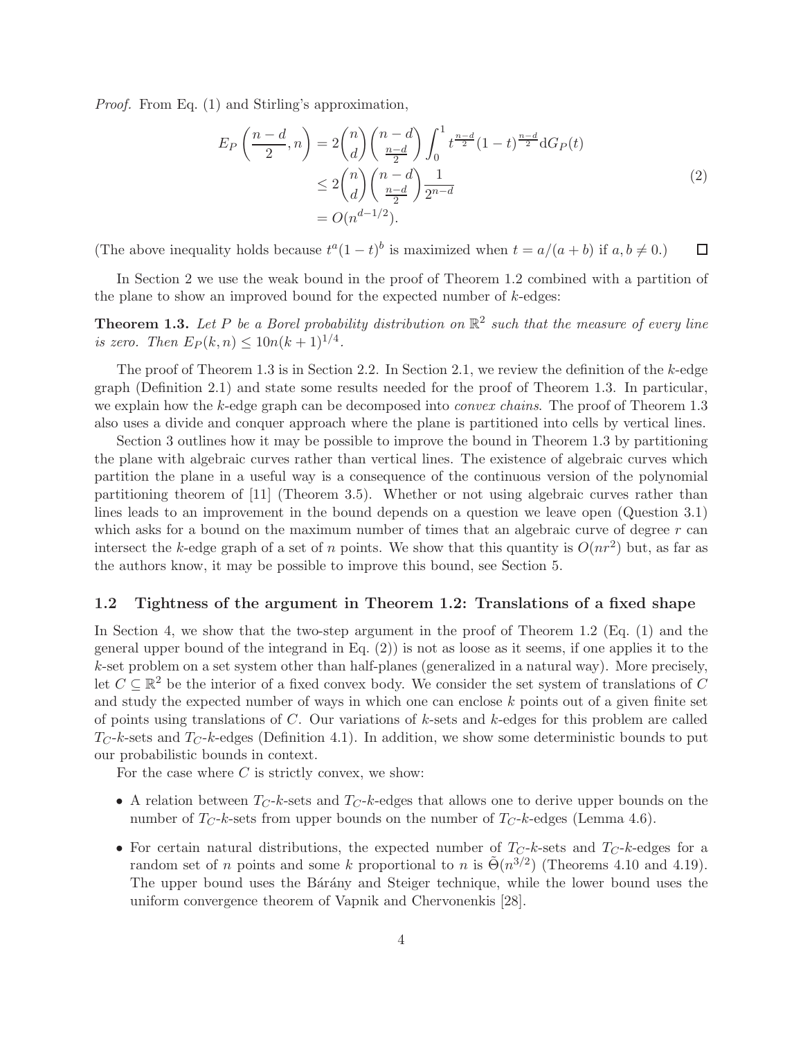*Proof.* From Eq. (1) and Stirling's approximation,

$$
\begin{aligned}
E_P\left(\frac{n-d}{2}, n\right) &= 2\binom{n}{d}\binom{n-d}{\frac{n-d}{2}}\int_0^1 t^{\frac{n-d}{2}}(1-t)^{\frac{n-d}{2}}\mathrm{d}G_P(t) \\
&\leq 2\binom{n}{d}\binom{n-d}{\frac{n-d}{2}}\frac{1}{2^{n-d}} \\
&= O(n^{d-1/2}).
\end{aligned}
\tag{2}
$$

(The above inequality holds because $t^a(1-t)^b$ is maximized when $t = a/(a+b)$ if $a, b \neq 0$.) □

In Section 2 we use the weak bound in the proof of Theorem 1.2 combined with a partition of the plane to show an improved bound for the expected number of $k$-edges:

**Theorem 1.3.** *Let $P$ be a Borel probability distribution on $\mathbb{R}^2$ such that the measure of every line is zero. Then $E_P(k, n) \leq 10n(k+1)^{1/4}$.*

The proof of Theorem 1.3 is in Section 2.2. In Section 2.1, we review the definition of the $k$-edge graph (Definition 2.1) and state some results needed for the proof of Theorem 1.3. In particular, we explain how the $k$-edge graph can be decomposed into *convex chains*. The proof of Theorem 1.3 also uses a divide and conquer approach where the plane is partitioned into cells by vertical lines.

Section 3 outlines how it may be possible to improve the bound in Theorem 1.3 by partitioning the plane with algebraic curves rather than vertical lines. The existence of algebraic curves which partition the plane in a useful way is a consequence of the continuous version of the polynomial partitioning theorem of [11] (Theorem 3.5). Whether or not using algebraic curves rather than lines leads to an improvement in the bound depends on a question we leave open (Question 3.1) which asks for a bound on the maximum number of times that an algebraic curve of degree $r$ can intersect the $k$-edge graph of a set of $n$ points. We show that this quantity is $O(nr^2)$ but, as far as the authors know, it may be possible to improve this bound, see Section 5.

### 1.2 Tightness of the argument in Theorem 1.2: Translations of a fixed shape

In Section 4, we show that the two-step argument in the proof of Theorem 1.2 (Eq. (1) and the general upper bound of the integrand in Eq. (2)) is not as loose as it seems, if one applies it to the $k$-set problem on a set system other than half-planes (generalized in a natural way). More precisely, let $C \subseteq \mathbb{R}^2$ be the interior of a fixed convex body. We consider the set system of translations of $C$ and study the expected number of ways in which one can enclose $k$ points out of a given finite set of points using translations of $C$. Our variations of $k$-sets and $k$-edges for this problem are called $T_C$-$k$-sets and $T_C$-$k$-edges (Definition 4.1). In addition, we show some deterministic bounds to put our probabilistic bounds in context.

For the case where $C$ is strictly convex, we show:

- A relation between $T_C$-$k$-sets and $T_C$-$k$-edges that allows one to derive upper bounds on the number of $T_C$-$k$-sets from upper bounds on the number of $T_C$-$k$-edges (Lemma 4.6).
- For certain natural distributions, the expected number of $T_C$-$k$-sets and $T_C$-$k$-edges for a random set of $n$ points and some $k$ proportional to $n$ is $\tilde{\Theta}(n^{3/2})$ (Theorems 4.10 and 4.19). The upper bound uses the Bárány and Steiger technique, while the lower bound uses the uniform convergence theorem of Vapnik and Chervonenkis [28].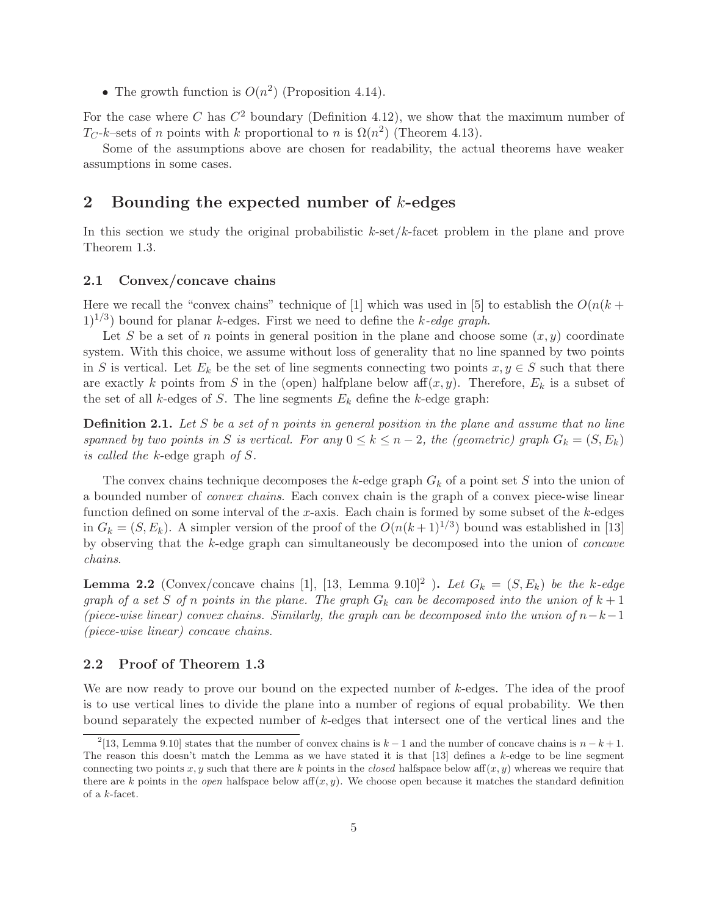- The growth function is $O(n^2)$ (Proposition 4.14).

For the case where $C$ has $C^2$ boundary (Definition 4.12), we show that the maximum number of $T_C$-$k$–sets of $n$ points with $k$ proportional to $n$ is $\Omega(n^2)$ (Theorem 4.13).

Some of the assumptions above are chosen for readability, the actual theorems have weaker assumptions in some cases.

## 2 Bounding the expected number of $k$-edges

In this section we study the original probabilistic $k$-set/$k$-facet problem in the plane and prove Theorem 1.3.

### 2.1 Convex/concave chains

Here we recall the "convex chains" technique of [1] which was used in [5] to establish the $O(n(k+1)^{1/3})$ bound for planar $k$-edges. First we need to define the *$k$-edge graph*.

Let $S$ be a set of $n$ points in general position in the plane and choose some $(x, y)$ coordinate system. With this choice, we assume without loss of generality that no line spanned by two points in $S$ is vertical. Let $E_k$ be the set of line segments connecting two points $x, y \in S$ such that there are exactly $k$ points from $S$ in the (open) halfplane below $\operatorname{aff}(x, y)$. Therefore, $E_k$ is a subset of the set of all $k$-edges of $S$. The line segments $E_k$ define the $k$-edge graph:

**Definition 2.1.** *Let $S$ be a set of $n$ points in general position in the plane and assume that no line spanned by two points in $S$ is vertical. For any $0 \leq k \leq n-2$, the (geometric) graph $G_k = (S, E_k)$ is called the* $k$-edge graph *of $S$.*

The convex chains technique decomposes the $k$-edge graph $G_k$ of a point set $S$ into the union of a bounded number of *convex chains*. Each convex chain is the graph of a convex piece-wise linear function defined on some interval of the $x$-axis. Each chain is formed by some subset of the $k$-edges in $G_k = (S, E_k)$. A simpler version of the proof of the $O(n(k+1)^{1/3})$ bound was established in [13] by observing that the $k$-edge graph can simultaneously be decomposed into the union of *concave chains*.

**Lemma 2.2** (Convex/concave chains [1], [13, Lemma 9.10][2] )**.** *Let $G_k = (S, E_k)$ be the $k$-edge graph of a set $S$ of $n$ points in the plane. The graph $G_k$ can be decomposed into the union of $k+1$ (piece-wise linear) convex chains. Similarly, the graph can be decomposed into the union of $n-k-1$ (piece-wise linear) concave chains.*

### 2.2 Proof of Theorem 1.3

We are now ready to prove our bound on the expected number of $k$-edges. The idea of the proof is to use vertical lines to divide the plane into a number of regions of equal probability. We then bound separately the expected number of $k$-edges that intersect one of the vertical lines and the

[2][13, Lemma 9.10] states that the number of convex chains is $k-1$ and the number of concave chains is $n-k+1$. The reason this doesn't match the Lemma as we have stated it is that [13] defines a $k$-edge to be line segment connecting two points $x, y$ such that there are $k$ points in the *closed* halfspace below $\operatorname{aff}(x, y)$ whereas we require that there are $k$ points in the *open* halfspace below $\operatorname{aff}(x, y)$. We choose open because it matches the standard definition of a $k$-facet.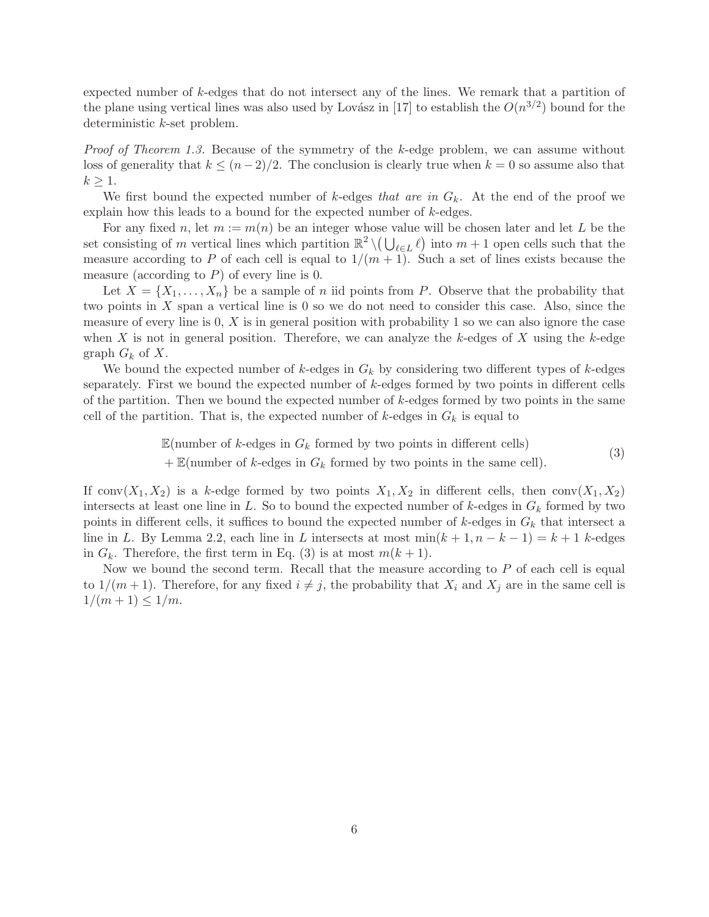expected number of $k$-edges that do not intersect any of the lines. We remark that a partition of the plane using vertical lines was also used by Lovász in [17] to establish the $O(n^{3/2})$ bound for the deterministic $k$-set problem.

*Proof of Theorem 1.3.* Because of the symmetry of the $k$-edge problem, we can assume without loss of generality that $k \leq (n-2)/2$. The conclusion is clearly true when $k = 0$ so assume also that $k \geq 1$.

We first bound the expected number of $k$-edges *that are in* $G_k$. At the end of the proof we explain how this leads to a bound for the expected number of $k$-edges.

For any fixed $n$, let $m := m(n)$ be an integer whose value will be chosen later and let $L$ be the set consisting of $m$ vertical lines which partition $\mathbb{R}^2 \setminus \left(\bigcup_{\ell \in L} \ell\right)$ into $m+1$ open cells such that the measure according to $P$ of each cell is equal to $1/(m+1)$. Such a set of lines exists because the measure (according to $P$) of every line is 0.

Let $X = \{X_1, \ldots, X_n\}$ be a sample of $n$ iid points from $P$. Observe that the probability that two points in $X$ span a vertical line is 0 so we do not need to consider this case. Also, since the measure of every line is 0, $X$ is in general position with probability 1 so we can also ignore the case when $X$ is not in general position. Therefore, we can analyze the $k$-edges of $X$ using the $k$-edge graph $G_k$ of $X$.

We bound the expected number of $k$-edges in $G_k$ by considering two different types of $k$-edges separately. First we bound the expected number of $k$-edges formed by two points in different cells of the partition. Then we bound the expected number of $k$-edges formed by two points in the same cell of the partition. That is, the expected number of $k$-edges in $G_k$ is equal to

$$
\begin{aligned}
&\mathbb{E}(\text{number of } k\text{-edges in } G_k \text{ formed by two points in different cells}) \\
&+ \mathbb{E}(\text{number of } k\text{-edges in } G_k \text{ formed by two points in the same cell}).
\end{aligned}
\tag{3}
$$

If $\operatorname{conv}(X_1, X_2)$ is a $k$-edge formed by two points $X_1, X_2$ in different cells, then $\operatorname{conv}(X_1, X_2)$ intersects at least one line in $L$. So to bound the expected number of $k$-edges in $G_k$ formed by two points in different cells, it suffices to bound the expected number of $k$-edges in $G_k$ that intersect a line in $L$. By Lemma 2.2, each line in $L$ intersects at most $\min(k+1, n-k-1) = k+1$ $k$-edges in $G_k$. Therefore, the first term in Eq. (3) is at most $m(k+1)$.

Now we bound the second term. Recall that the measure according to $P$ of each cell is equal to $1/(m+1)$. Therefore, for any fixed $i \neq j$, the probability that $X_i$ and $X_j$ are in the same cell is $1/(m+1) \leq 1/m$.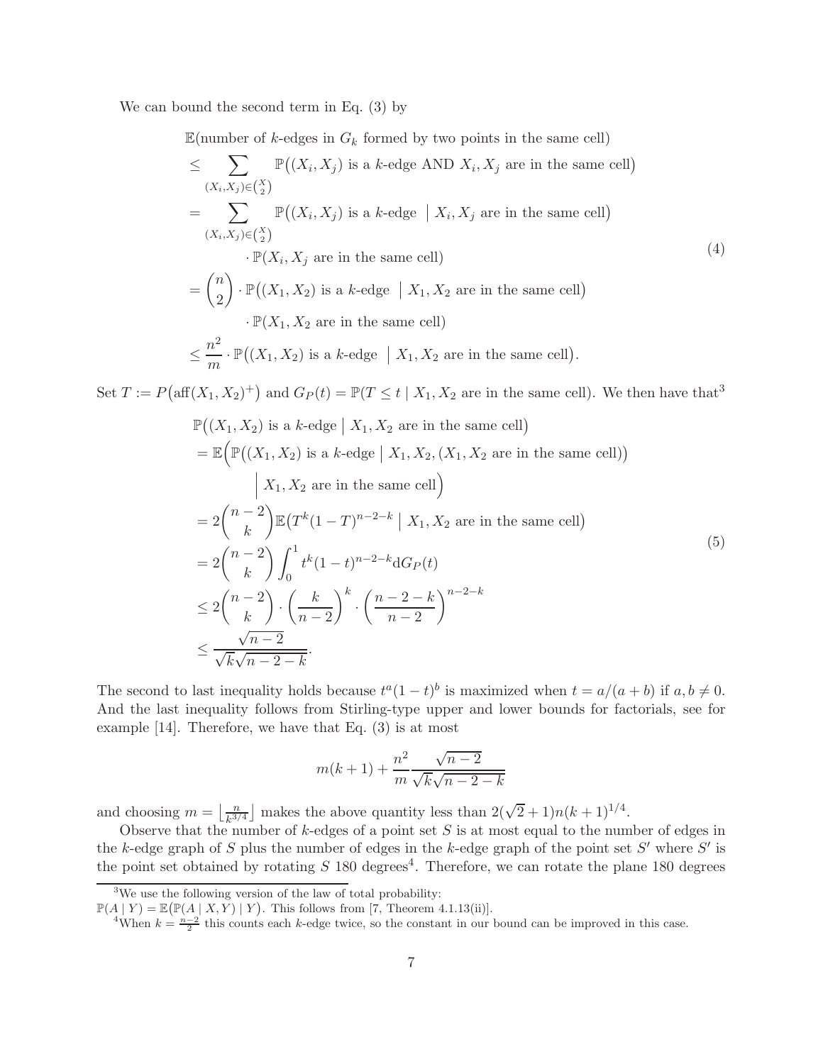We can bound the second term in Eq. (3) by

$$
\begin{aligned}
&\mathbb{E}(\text{number of } k\text{-edges in } G_k \text{ formed by two points in the same cell}) \\
&\leq \sum_{(X_i,X_j)\in\binom{X}{2}} \mathbb{P}\big((X_i,X_j) \text{ is a } k\text{-edge AND } X_i, X_j \text{ are in the same cell}\big) \\
&= \sum_{(X_i,X_j)\in\binom{X}{2}} \mathbb{P}\big((X_i,X_j) \text{ is a } k\text{-edge } \big| \; X_i, X_j \text{ are in the same cell}\big) \\
&\qquad \cdot \mathbb{P}(X_i, X_j \text{ are in the same cell}) \\
&= \binom{n}{2} \cdot \mathbb{P}\big((X_1,X_2) \text{ is a } k\text{-edge } \big| \; X_1, X_2 \text{ are in the same cell}\big) \\
&\qquad \cdot \mathbb{P}(X_1, X_2 \text{ are in the same cell}) \\
&\leq \frac{n^2}{m} \cdot \mathbb{P}\big((X_1,X_2) \text{ is a } k\text{-edge } \big| \; X_1, X_2 \text{ are in the same cell}\big).
\end{aligned}
\tag{4}
$$

Set $T := P\big(\operatorname{aff}(X_1, X_2)^+\big)$ and $G_P(t) = \mathbb{P}(T \leq t \mid X_1, X_2 \text{ are in the same cell})$. We then have that[3]

$$
\begin{aligned}
&\mathbb{P}\big((X_1,X_2) \text{ is a } k\text{-edge} \;\big|\; X_1, X_2 \text{ are in the same cell}\big) \\
&= \mathbb{E}\Big(\mathbb{P}\big((X_1,X_2) \text{ is a } k\text{-edge} \;\big|\; X_1, X_2, (X_1, X_2 \text{ are in the same cell})\big) \\
&\qquad\qquad \Big|\; X_1, X_2 \text{ are in the same cell}\Big) \\
&= 2\binom{n-2}{k}\mathbb{E}\big(T^k(1-T)^{n-2-k} \;\big|\; X_1, X_2 \text{ are in the same cell}\big) \\
&= 2\binom{n-2}{k}\int_0^1 t^k(1-t)^{n-2-k}\mathrm{d}G_P(t) \\
&\leq 2\binom{n-2}{k}\cdot\left(\frac{k}{n-2}\right)^k\cdot\left(\frac{n-2-k}{n-2}\right)^{n-2-k} \\
&\leq \frac{\sqrt{n-2}}{\sqrt{k}\sqrt{n-2-k}}.
\end{aligned}
\tag{5}
$$

The second to last inequality holds because $t^a(1-t)^b$ is maximized when $t = a/(a+b)$ if $a, b \neq 0$. And the last inequality follows from Stirling-type upper and lower bounds for factorials, see for example [14]. Therefore, we have that Eq. (3) is at most

$$
m(k+1) + \frac{n^2}{m}\frac{\sqrt{n-2}}{\sqrt{k}\sqrt{n-2-k}}
$$

and choosing $m = \left\lfloor \frac{n}{k^{3/4}} \right\rfloor$ makes the above quantity less than $2(\sqrt{2}+1)n(k+1)^{1/4}$.

Observe that the number of $k$-edges of a point set $S$ is at most equal to the number of edges in the $k$-edge graph of $S$ plus the number of edges in the $k$-edge graph of the point set $S'$ where $S'$ is the point set obtained by rotating $S$ 180 degrees[4]. Therefore, we can rotate the plane 180 degrees

---

[3] We use the following version of the law of total probability: $\mathbb{P}(A \mid Y) = \mathbb{E}\big(\mathbb{P}(A \mid X, Y) \mid Y\big)$. This follows from [7, Theorem 4.1.13(ii)].

[4] When $k = \frac{n-2}{2}$ this counts each $k$-edge twice, so the constant in our bound can be improved in this case.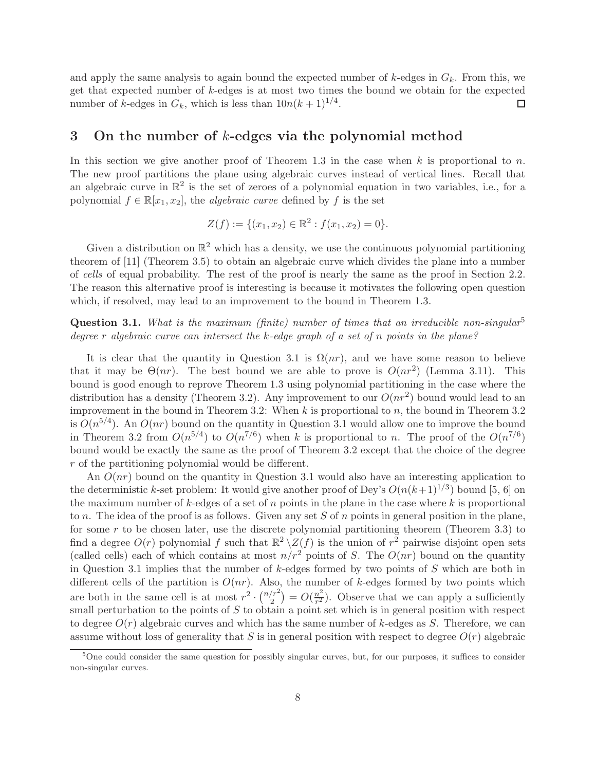and apply the same analysis to again bound the expected number of $k$-edges in $G_k$. From this, we get that expected number of $k$-edges is at most two times the bound we obtain for the expected number of $k$-edges in $G_k$, which is less than $10n(k+1)^{1/4}$. □

## 3 On the number of $k$-edges via the polynomial method

In this section we give another proof of Theorem 1.3 in the case when $k$ is proportional to $n$. The new proof partitions the plane using algebraic curves instead of vertical lines. Recall that an algebraic curve in $\mathbb{R}^2$ is the set of zeroes of a polynomial equation in two variables, i.e., for a polynomial $f \in \mathbb{R}[x_1, x_2]$, the *algebraic curve* defined by $f$ is the set

$$Z(f) := \{(x_1, x_2) \in \mathbb{R}^2 : f(x_1, x_2) = 0\}.$$

Given a distribution on $\mathbb{R}^2$ which has a density, we use the continuous polynomial partitioning theorem of [11] (Theorem 3.5) to obtain an algebraic curve which divides the plane into a number of *cells* of equal probability. The rest of the proof is nearly the same as the proof in Section 2.2. The reason this alternative proof is interesting is because it motivates the following open question which, if resolved, may lead to an improvement to the bound in Theorem 1.3.

**Question 3.1.** *What is the maximum (finite) number of times that an irreducible non-singular*[5] *degree $r$ algebraic curve can intersect the $k$-edge graph of a set of $n$ points in the plane?*

It is clear that the quantity in Question 3.1 is $\Omega(nr)$, and we have some reason to believe that it may be $\Theta(nr)$. The best bound we are able to prove is $O(nr^2)$ (Lemma 3.11). This bound is good enough to reprove Theorem 1.3 using polynomial partitioning in the case where the distribution has a density (Theorem 3.2). Any improvement to our $O(nr^2)$ bound would lead to an improvement in the bound in Theorem 3.2: When $k$ is proportional to $n$, the bound in Theorem 3.2 is $O(n^{5/4})$. An $O(nr)$ bound on the quantity in Question 3.1 would allow one to improve the bound in Theorem 3.2 from $O(n^{5/4})$ to $O(n^{7/6})$ when $k$ is proportional to $n$. The proof of the $O(n^{7/6})$ bound would be exactly the same as the proof of Theorem 3.2 except that the choice of the degree $r$ of the partitioning polynomial would be different.

An $O(nr)$ bound on the quantity in Question 3.1 would also have an interesting application to the deterministic $k$-set problem: It would give another proof of Dey's $O(n(k+1)^{1/3})$ bound [5, 6] on the maximum number of $k$-edges of a set of $n$ points in the plane in the case where $k$ is proportional to $n$. The idea of the proof is as follows. Given any set $S$ of $n$ points in general position in the plane, for some $r$ to be chosen later, use the discrete polynomial partitioning theorem (Theorem 3.3) to find a degree $O(r)$ polynomial $f$ such that $\mathbb{R}^2 \setminus Z(f)$ is the union of $r^2$ pairwise disjoint open sets (called cells) each of which contains at most $n/r^2$ points of $S$. The $O(nr)$ bound on the quantity in Question 3.1 implies that the number of $k$-edges formed by two points of $S$ which are both in different cells of the partition is $O(nr)$. Also, the number of $k$-edges formed by two points which are both in the same cell is at most $r^2 \cdot \binom{n/r^2}{2} = O(\frac{n^2}{r^2})$. Observe that we can apply a sufficiently small perturbation to the points of $S$ to obtain a point set which is in general position with respect to degree $O(r)$ algebraic curves and which has the same number of $k$-edges as $S$. Therefore, we can assume without loss of generality that $S$ is in general position with respect to degree $O(r)$ algebraic

[5] One could consider the same question for possibly singular curves, but, for our purposes, it suffices to consider non-singular curves.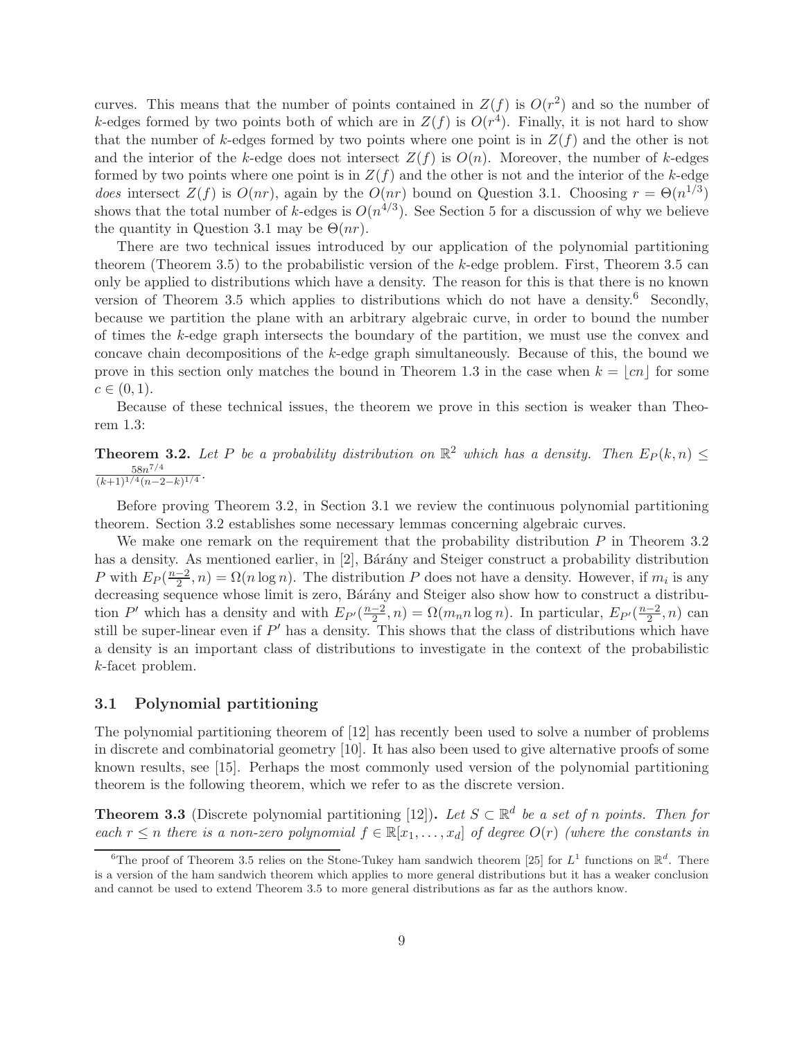curves. This means that the number of points contained in $Z(f)$ is $O(r^2)$ and so the number of $k$-edges formed by two points both of which are in $Z(f)$ is $O(r^4)$. Finally, it is not hard to show that the number of $k$-edges formed by two points where one point is in $Z(f)$ and the other is not and the interior of the $k$-edge does not intersect $Z(f)$ is $O(n)$. Moreover, the number of $k$-edges formed by two points where one point is in $Z(f)$ and the other is not and the interior of the $k$-edge *does* intersect $Z(f)$ is $O(nr)$, again by the $O(nr)$ bound on Question 3.1. Choosing $r = \Theta(n^{1/3})$ shows that the total number of $k$-edges is $O(n^{4/3})$. See Section 5 for a discussion of why we believe the quantity in Question 3.1 may be $\Theta(nr)$.

There are two technical issues introduced by our application of the polynomial partitioning theorem (Theorem 3.5) to the probabilistic version of the $k$-edge problem. First, Theorem 3.5 can only be applied to distributions which have a density. The reason for this is that there is no known version of Theorem 3.5 which applies to distributions which do not have a density.[6] Secondly, because we partition the plane with an arbitrary algebraic curve, in order to bound the number of times the $k$-edge graph intersects the boundary of the partition, we must use the convex and concave chain decompositions of the $k$-edge graph simultaneously. Because of this, the bound we prove in this section only matches the bound in Theorem 1.3 in the case when $k = \lfloor cn \rfloor$ for some $c \in (0, 1)$.

Because of these technical issues, the theorem we prove in this section is weaker than Theorem 1.3:

**Theorem 3.2.** *Let $P$ be a probability distribution on $\mathbb{R}^2$ which has a density. Then $E_P(k, n) \leq \frac{58n^{7/4}}{(k+1)^{1/4}(n-2-k)^{1/4}}$.*

Before proving Theorem 3.2, in Section 3.1 we review the continuous polynomial partitioning theorem. Section 3.2 establishes some necessary lemmas concerning algebraic curves.

We make one remark on the requirement that the probability distribution $P$ in Theorem 3.2 has a density. As mentioned earlier, in [2], Bárány and Steiger construct a probability distribution $P$ with $E_P(\frac{n-2}{2}, n) = \Omega(n \log n)$. The distribution $P$ does not have a density. However, if $m_i$ is any decreasing sequence whose limit is zero, Bárány and Steiger also show how to construct a distribution $P'$ which has a density and with $E_{P'}(\frac{n-2}{2}, n) = \Omega(m_n n \log n)$. In particular, $E_{P'}(\frac{n-2}{2}, n)$ can still be super-linear even if $P'$ has a density. This shows that the class of distributions which have a density is an important class of distributions to investigate in the context of the probabilistic $k$-facet problem.

## 3.1 Polynomial partitioning

The polynomial partitioning theorem of [12] has recently been used to solve a number of problems in discrete and combinatorial geometry [10]. It has also been used to give alternative proofs of some known results, see [15]. Perhaps the most commonly used version of the polynomial partitioning theorem is the following theorem, which we refer to as the discrete version.

**Theorem 3.3** (Discrete polynomial partitioning [12])**.** *Let $S \subset \mathbb{R}^d$ be a set of $n$ points. Then for each $r \leq n$ there is a non-zero polynomial $f \in \mathbb{R}[x_1, \ldots, x_d]$ of degree $O(r)$ (where the constants in*

[6] The proof of Theorem 3.5 relies on the Stone-Tukey ham sandwich theorem [25] for $L^1$ functions on $\mathbb{R}^d$. There is a version of the ham sandwich theorem which applies to more general distributions but it has a weaker conclusion and cannot be used to extend Theorem 3.5 to more general distributions as far as the authors know.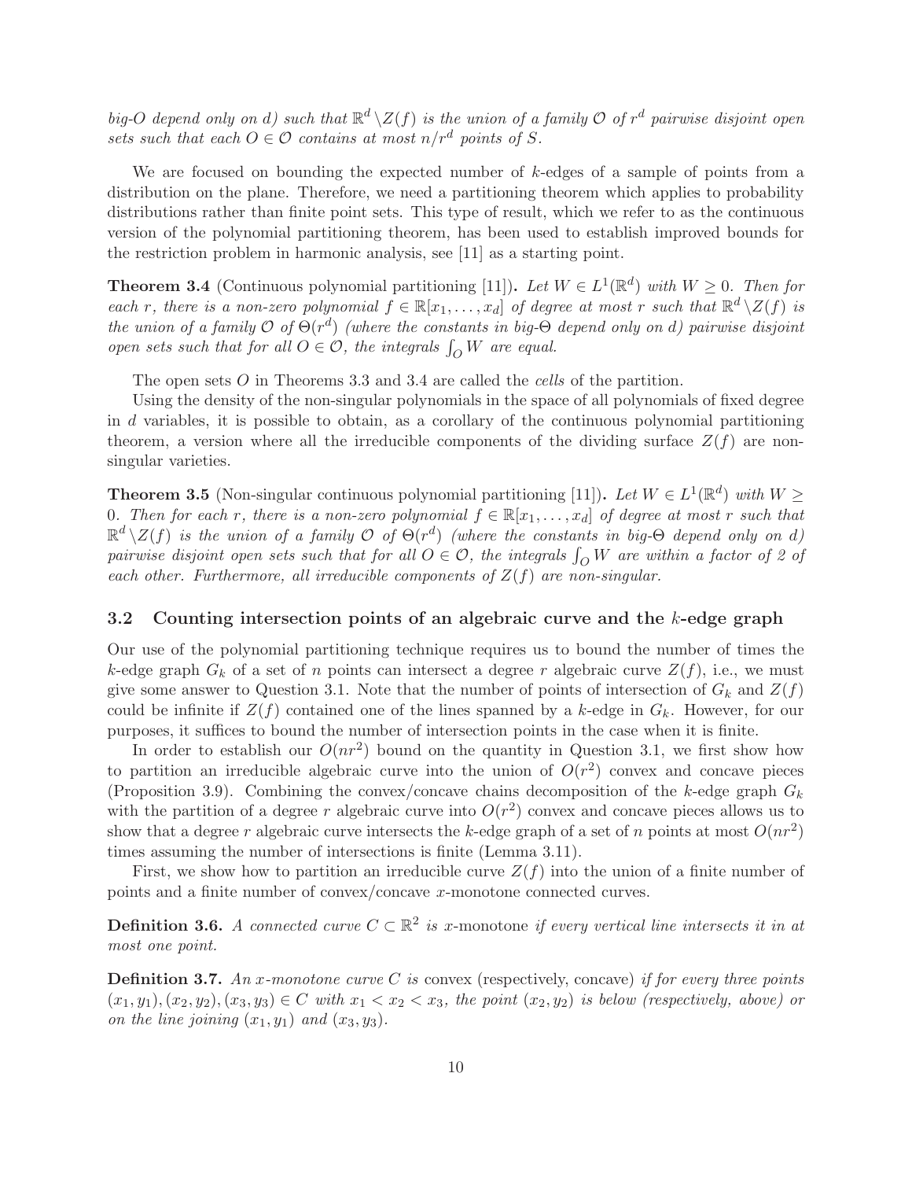*big-O depend only on d) such that $\mathbb{R}^d \setminus Z(f)$ is the union of a family $\mathcal{O}$ of $r^d$ pairwise disjoint open sets such that each $O \in \mathcal{O}$ contains at most $n/r^d$ points of $S$.*

We are focused on bounding the expected number of $k$-edges of a sample of points from a distribution on the plane. Therefore, we need a partitioning theorem which applies to probability distributions rather than finite point sets. This type of result, which we refer to as the continuous version of the polynomial partitioning theorem, has been used to establish improved bounds for the restriction problem in harmonic analysis, see [11] as a starting point.

**Theorem 3.4** (Continuous polynomial partitioning [11])**.** *Let $W \in L^1(\mathbb{R}^d)$ with $W \geq 0$. Then for each $r$, there is a non-zero polynomial $f \in \mathbb{R}[x_1, \dots, x_d]$ of degree at most $r$ such that $\mathbb{R}^d \setminus Z(f)$ is the union of a family $\mathcal{O}$ of $\Theta(r^d)$ (where the constants in big-$\Theta$ depend only on $d$) pairwise disjoint open sets such that for all $O \in \mathcal{O}$, the integrals $\int_O W$ are equal.*

The open sets $O$ in Theorems 3.3 and 3.4 are called the *cells* of the partition.

Using the density of the non-singular polynomials in the space of all polynomials of fixed degree in $d$ variables, it is possible to obtain, as a corollary of the continuous polynomial partitioning theorem, a version where all the irreducible components of the dividing surface $Z(f)$ are non-singular varieties.

**Theorem 3.5** (Non-singular continuous polynomial partitioning [11])**.** *Let $W \in L^1(\mathbb{R}^d)$ with $W \geq 0$. Then for each $r$, there is a non-zero polynomial $f \in \mathbb{R}[x_1, \dots, x_d]$ of degree at most $r$ such that $\mathbb{R}^d \setminus Z(f)$ is the union of a family $\mathcal{O}$ of $\Theta(r^d)$ (where the constants in big-$\Theta$ depend only on $d$) pairwise disjoint open sets such that for all $O \in \mathcal{O}$, the integrals $\int_O W$ are within a factor of 2 of each other. Furthermore, all irreducible components of $Z(f)$ are non-singular.*

### 3.2 Counting intersection points of an algebraic curve and the $k$-edge graph

Our use of the polynomial partitioning technique requires us to bound the number of times the $k$-edge graph $G_k$ of a set of $n$ points can intersect a degree $r$ algebraic curve $Z(f)$, i.e., we must give some answer to Question 3.1. Note that the number of points of intersection of $G_k$ and $Z(f)$ could be infinite if $Z(f)$ contained one of the lines spanned by a $k$-edge in $G_k$. However, for our purposes, it suffices to bound the number of intersection points in the case when it is finite.

In order to establish our $O(nr^2)$ bound on the quantity in Question 3.1, we first show how to partition an irreducible algebraic curve into the union of $O(r^2)$ convex and concave pieces (Proposition 3.9). Combining the convex/concave chains decomposition of the $k$-edge graph $G_k$ with the partition of a degree $r$ algebraic curve into $O(r^2)$ convex and concave pieces allows us to show that a degree $r$ algebraic curve intersects the $k$-edge graph of a set of $n$ points at most $O(nr^2)$ times assuming the number of intersections is finite (Lemma 3.11).

First, we show how to partition an irreducible curve $Z(f)$ into the union of a finite number of points and a finite number of convex/concave $x$-monotone connected curves.

**Definition 3.6.** *A connected curve $C \subset \mathbb{R}^2$ is* $x$-monotone *if every vertical line intersects it in at most one point.*

**Definition 3.7.** *An $x$-monotone curve $C$ is* convex (respectively, concave) *if for every three points $(x_1, y_1), (x_2, y_2), (x_3, y_3) \in C$ with $x_1 < x_2 < x_3$, the point $(x_2, y_2)$ is below (respectively, above) or on the line joining $(x_1, y_1)$ and $(x_3, y_3)$.*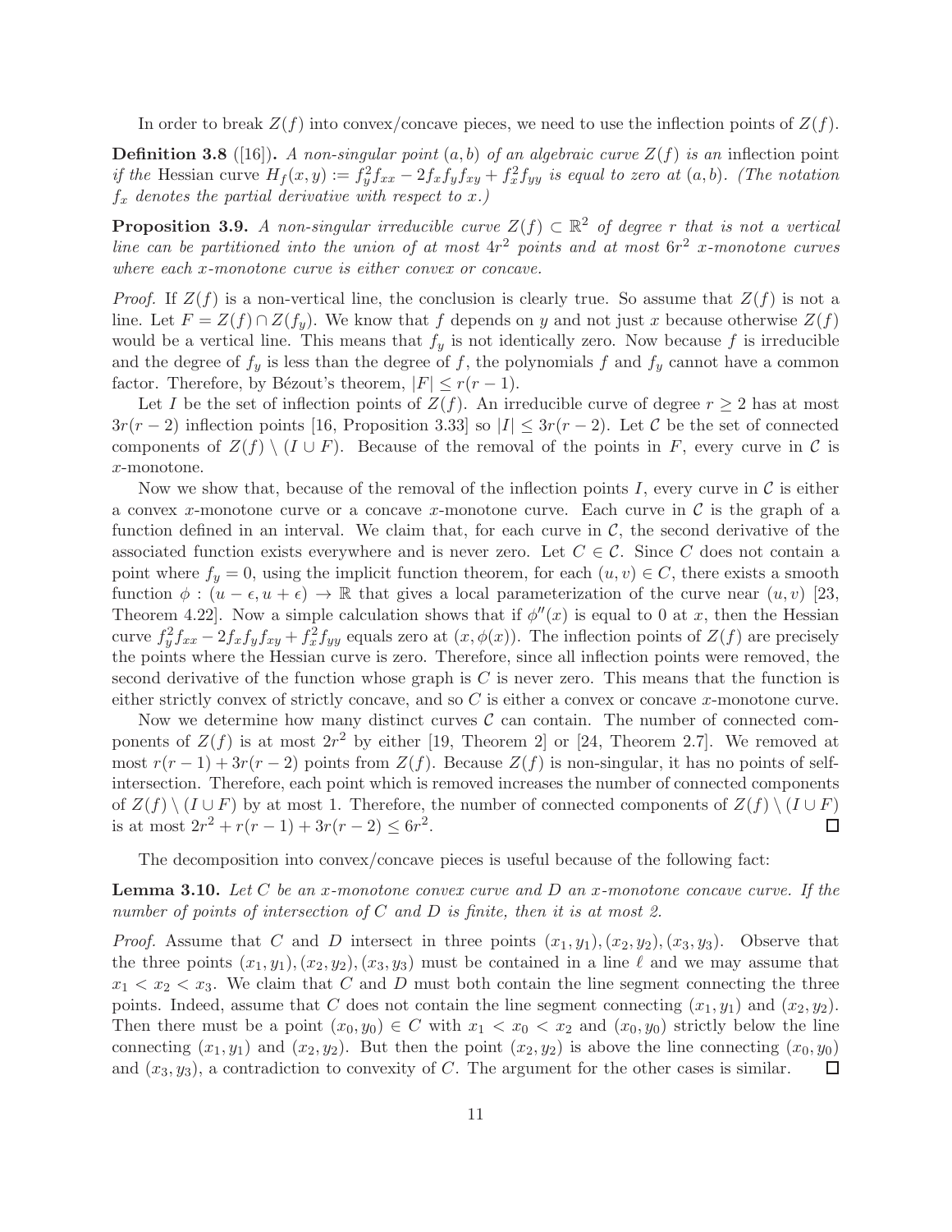In order to break $Z(f)$ into convex/concave pieces, we need to use the inflection points of $Z(f)$.

**Definition 3.8** ([16])**.** *A non-singular point $(a, b)$ of an algebraic curve $Z(f)$ is an* inflection point *if the* Hessian curve $H_f(x, y) := f_y^2 f_{xx} - 2f_x f_y f_{xy} + f_x^2 f_{yy}$ *is equal to zero at $(a, b)$. (The notation $f_x$ denotes the partial derivative with respect to $x$.)*

**Proposition 3.9.** *A non-singular irreducible curve $Z(f) \subset \mathbb{R}^2$ of degree $r$ that is not a vertical line can be partitioned into the union of at most $4r^2$ points and at most $6r^2$ $x$-monotone curves where each $x$-monotone curve is either convex or concave.*

*Proof.* If $Z(f)$ is a non-vertical line, the conclusion is clearly true. So assume that $Z(f)$ is not a line. Let $F = Z(f) \cap Z(f_y)$. We know that $f$ depends on $y$ and not just $x$ because otherwise $Z(f)$ would be a vertical line. This means that $f_y$ is not identically zero. Now because $f$ is irreducible and the degree of $f_y$ is less than the degree of $f$, the polynomials $f$ and $f_y$ cannot have a common factor. Therefore, by Bézout's theorem, $|F| \leq r(r-1)$.

Let $I$ be the set of inflection points of $Z(f)$. An irreducible curve of degree $r \geq 2$ has at most $3r(r-2)$ inflection points [16, Proposition 3.33] so $|I| \leq 3r(r-2)$. Let $\mathcal{C}$ be the set of connected components of $Z(f) \setminus (I \cup F)$. Because of the removal of the points in $F$, every curve in $\mathcal{C}$ is $x$-monotone.

Now we show that, because of the removal of the inflection points $I$, every curve in $\mathcal{C}$ is either a convex $x$-monotone curve or a concave $x$-monotone curve. Each curve in $\mathcal{C}$ is the graph of a function defined in an interval. We claim that, for each curve in $\mathcal{C}$, the second derivative of the associated function exists everywhere and is never zero. Let $C \in \mathcal{C}$. Since $C$ does not contain a point where $f_y = 0$, using the implicit function theorem, for each $(u, v) \in C$, there exists a smooth function $\phi : (u - \epsilon, u + \epsilon) \to \mathbb{R}$ that gives a local parameterization of the curve near $(u, v)$ [23, Theorem 4.22]. Now a simple calculation shows that if $\phi''(x)$ is equal to 0 at $x$, then the Hessian curve $f_y^2 f_{xx} - 2f_x f_y f_{xy} + f_x^2 f_{yy}$ equals zero at $(x, \phi(x))$. The inflection points of $Z(f)$ are precisely the points where the Hessian curve is zero. Therefore, since all inflection points were removed, the second derivative of the function whose graph is $C$ is never zero. This means that the function is either strictly convex of strictly concave, and so $C$ is either a convex or concave $x$-monotone curve.

Now we determine how many distinct curves $\mathcal{C}$ can contain. The number of connected components of $Z(f)$ is at most $2r^2$ by either [19, Theorem 2] or [24, Theorem 2.7]. We removed at most $r(r-1) + 3r(r-2)$ points from $Z(f)$. Because $Z(f)$ is non-singular, it has no points of self-intersection. Therefore, each point which is removed increases the number of connected components of $Z(f) \setminus (I \cup F)$ by at most 1. Therefore, the number of connected components of $Z(f) \setminus (I \cup F)$ is at most $2r^2 + r(r-1) + 3r(r-2) \leq 6r^2$. $\square$

The decomposition into convex/concave pieces is useful because of the following fact:

**Lemma 3.10.** *Let $C$ be an $x$-monotone convex curve and $D$ an $x$-monotone concave curve. If the number of points of intersection of $C$ and $D$ is finite, then it is at most 2.*

*Proof.* Assume that $C$ and $D$ intersect in three points $(x_1, y_1), (x_2, y_2), (x_3, y_3)$. Observe that the three points $(x_1, y_1), (x_2, y_2), (x_3, y_3)$ must be contained in a line $\ell$ and we may assume that $x_1 < x_2 < x_3$. We claim that $C$ and $D$ must both contain the line segment connecting the three points. Indeed, assume that $C$ does not contain the line segment connecting $(x_1, y_1)$ and $(x_2, y_2)$. Then there must be a point $(x_0, y_0) \in C$ with $x_1 < x_0 < x_2$ and $(x_0, y_0)$ strictly below the line connecting $(x_1, y_1)$ and $(x_2, y_2)$. But then the point $(x_2, y_2)$ is above the line connecting $(x_0, y_0)$ and $(x_3, y_3)$, a contradiction to convexity of $C$. The argument for the other cases is similar. $\square$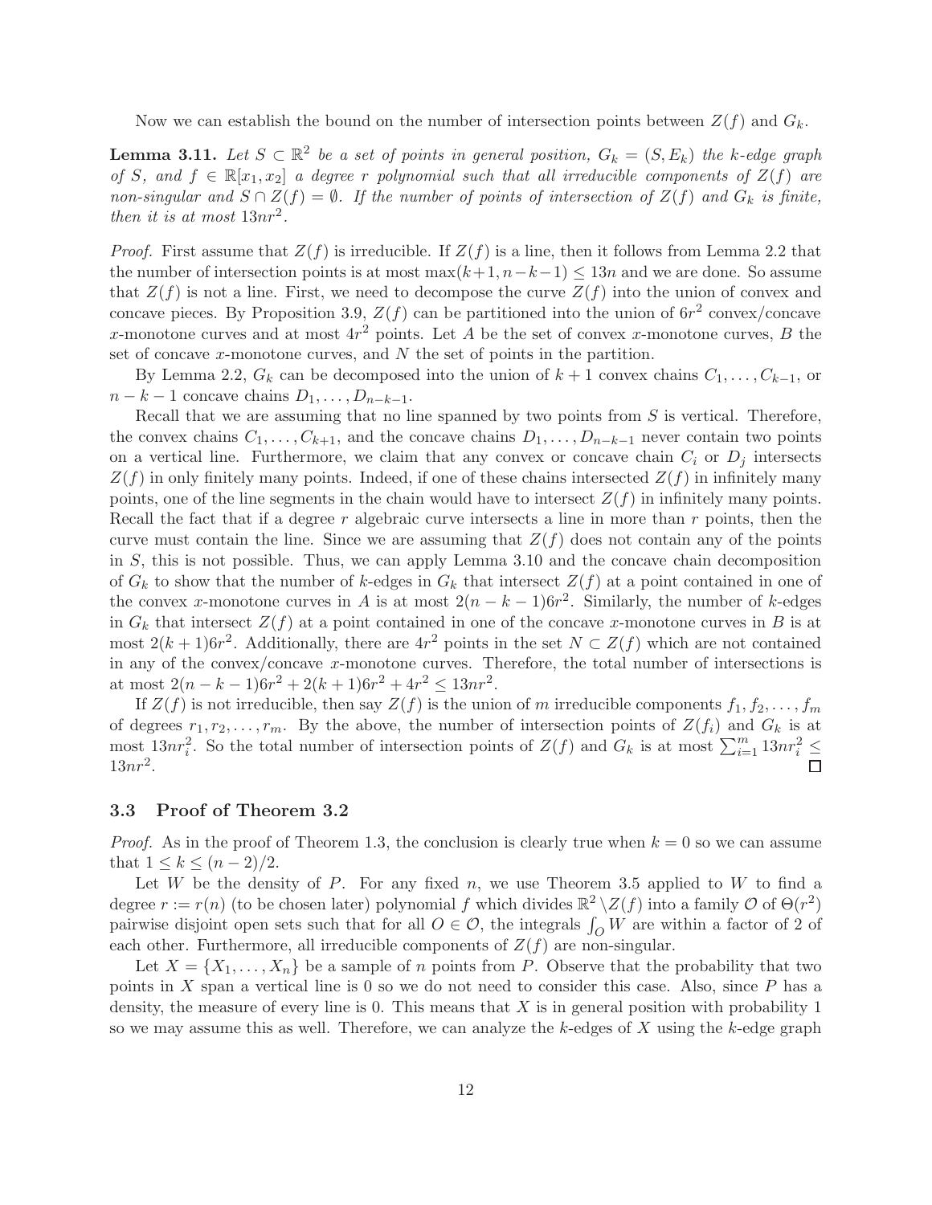Now we can establish the bound on the number of intersection points between $Z(f)$ and $G_k$.

**Lemma 3.11.** *Let $S \subset \mathbb{R}^2$ be a set of points in general position, $G_k = (S, E_k)$ the $k$-edge graph of $S$, and $f \in \mathbb{R}[x_1, x_2]$ a degree $r$ polynomial such that all irreducible components of $Z(f)$ are non-singular and $S \cap Z(f) = \emptyset$. If the number of points of intersection of $Z(f)$ and $G_k$ is finite, then it is at most $13nr^2$.*

*Proof.* First assume that $Z(f)$ is irreducible. If $Z(f)$ is a line, then it follows from Lemma 2.2 that the number of intersection points is at most $\max(k+1, n-k-1) \leq 13n$ and we are done. So assume that $Z(f)$ is not a line. First, we need to decompose the curve $Z(f)$ into the union of convex and concave pieces. By Proposition 3.9, $Z(f)$ can be partitioned into the union of $6r^2$ convex/concave $x$-monotone curves and at most $4r^2$ points. Let $A$ be the set of convex $x$-monotone curves, $B$ the set of concave $x$-monotone curves, and $N$ the set of points in the partition.

By Lemma 2.2, $G_k$ can be decomposed into the union of $k+1$ convex chains $C_1, \dots, C_{k-1}$, or $n-k-1$ concave chains $D_1, \dots, D_{n-k-1}$.

Recall that we are assuming that no line spanned by two points from $S$ is vertical. Therefore, the convex chains $C_1, \dots, C_{k+1}$, and the concave chains $D_1, \dots, D_{n-k-1}$ never contain two points on a vertical line. Furthermore, we claim that any convex or concave chain $C_i$ or $D_j$ intersects $Z(f)$ in only finitely many points. Indeed, if one of these chains intersected $Z(f)$ in infinitely many points, one of the line segments in the chain would have to intersect $Z(f)$ in infinitely many points. Recall the fact that if a degree $r$ algebraic curve intersects a line in more than $r$ points, then the curve must contain the line. Since we are assuming that $Z(f)$ does not contain any of the points in $S$, this is not possible. Thus, we can apply Lemma 3.10 and the concave chain decomposition of $G_k$ to show that the number of $k$-edges in $G_k$ that intersect $Z(f)$ at a point contained in one of the convex $x$-monotone curves in $A$ is at most $2(n-k-1)6r^2$. Similarly, the number of $k$-edges in $G_k$ that intersect $Z(f)$ at a point contained in one of the concave $x$-monotone curves in $B$ is at most $2(k+1)6r^2$. Additionally, there are $4r^2$ points in the set $N \subset Z(f)$ which are not contained in any of the convex/concave $x$-monotone curves. Therefore, the total number of intersections is at most $2(n-k-1)6r^2 + 2(k+1)6r^2 + 4r^2 \leq 13nr^2$.

If $Z(f)$ is not irreducible, then say $Z(f)$ is the union of $m$ irreducible components $f_1, f_2, \dots, f_m$ of degrees $r_1, r_2, \dots, r_m$. By the above, the number of intersection points of $Z(f_i)$ and $G_k$ is at most $13nr_i^2$. So the total number of intersection points of $Z(f)$ and $G_k$ is at most $\sum_{i=1}^m 13nr_i^2 \leq 13nr^2$. $\square$

### 3.3 Proof of Theorem 3.2

*Proof.* As in the proof of Theorem 1.3, the conclusion is clearly true when $k = 0$ so we can assume that $1 \leq k \leq (n-2)/2$.

Let $W$ be the density of $P$. For any fixed $n$, we use Theorem 3.5 applied to $W$ to find a degree $r := r(n)$ (to be chosen later) polynomial $f$ which divides $\mathbb{R}^2 \setminus Z(f)$ into a family $\mathcal{O}$ of $\Theta(r^2)$ pairwise disjoint open sets such that for all $O \in \mathcal{O}$, the integrals $\int_O W$ are within a factor of 2 of each other. Furthermore, all irreducible components of $Z(f)$ are non-singular.

Let $X = \{X_1, \dots, X_n\}$ be a sample of $n$ points from $P$. Observe that the probability that two points in $X$ span a vertical line is 0 so we do not need to consider this case. Also, since $P$ has a density, the measure of every line is 0. This means that $X$ is in general position with probability 1 so we may assume this as well. Therefore, we can analyze the $k$-edges of $X$ using the $k$-edge graph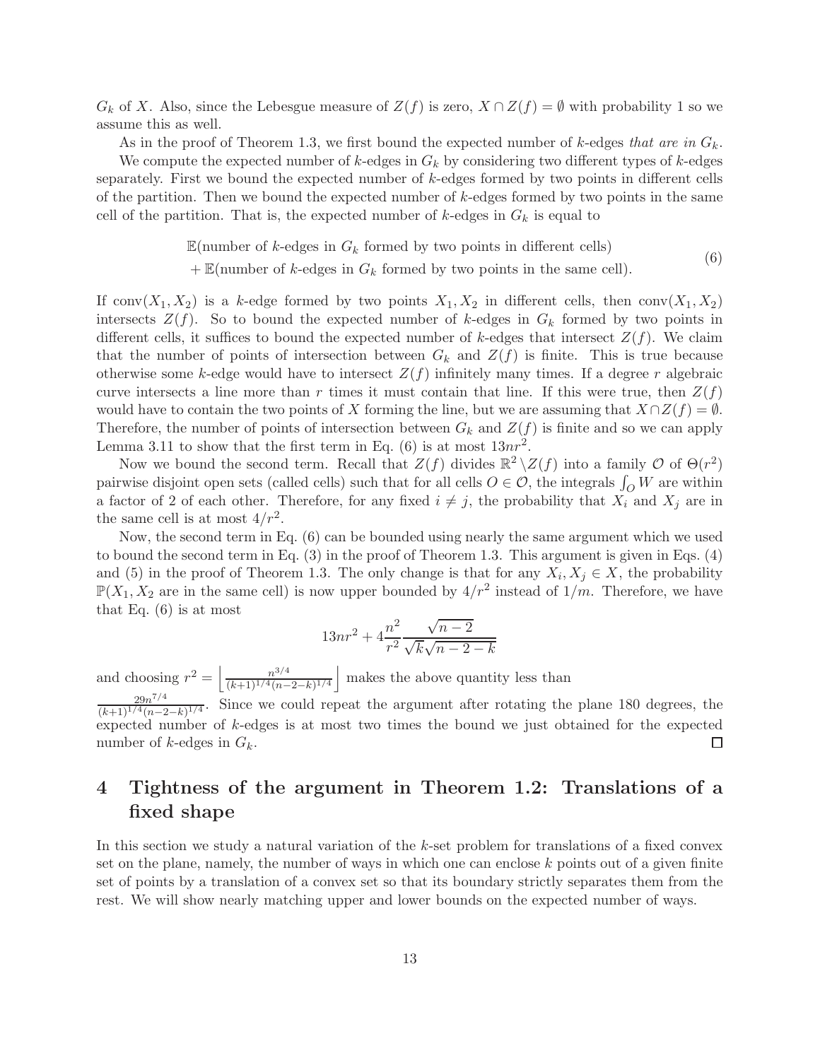$G_k$ of $X$. Also, since the Lebesgue measure of $Z(f)$ is zero, $X \cap Z(f) = \emptyset$ with probability 1 so we assume this as well.

As in the proof of Theorem 1.3, we first bound the expected number of $k$-edges *that are in* $G_k$.

We compute the expected number of $k$-edges in $G_k$ by considering two different types of $k$-edges separately. First we bound the expected number of $k$-edges formed by two points in different cells of the partition. Then we bound the expected number of $k$-edges formed by two points in the same cell of the partition. That is, the expected number of $k$-edges in $G_k$ is equal to

$$\begin{aligned}&\mathbb{E}(\text{number of } k\text{-edges in } G_k \text{ formed by two points in different cells})\\&+\mathbb{E}(\text{number of } k\text{-edges in } G_k \text{ formed by two points in the same cell}).\end{aligned} \tag{6}$$

If $\text{conv}(X_1, X_2)$ is a $k$-edge formed by two points $X_1, X_2$ in different cells, then $\text{conv}(X_1, X_2)$ intersects $Z(f)$. So to bound the expected number of $k$-edges in $G_k$ formed by two points in different cells, it suffices to bound the expected number of $k$-edges that intersect $Z(f)$. We claim that the number of points of intersection between $G_k$ and $Z(f)$ is finite. This is true because otherwise some $k$-edge would have to intersect $Z(f)$ infinitely many times. If a degree $r$ algebraic curve intersects a line more than $r$ times it must contain that line. If this were true, then $Z(f)$ would have to contain the two points of $X$ forming the line, but we are assuming that $X \cap Z(f) = \emptyset$. Therefore, the number of points of intersection between $G_k$ and $Z(f)$ is finite and so we can apply Lemma 3.11 to show that the first term in Eq. (6) is at most $13nr^2$.

Now we bound the second term. Recall that $Z(f)$ divides $\mathbb{R}^2 \setminus Z(f)$ into a family $\mathcal{O}$ of $\Theta(r^2)$ pairwise disjoint open sets (called cells) such that for all cells $O \in \mathcal{O}$, the integrals $\int_O W$ are within a factor of 2 of each other. Therefore, for any fixed $i \neq j$, the probability that $X_i$ and $X_j$ are in the same cell is at most $4/r^2$.

Now, the second term in Eq. (6) can be bounded using nearly the same argument which we used to bound the second term in Eq. (3) in the proof of Theorem 1.3. This argument is given in Eqs. (4) and (5) in the proof of Theorem 1.3. The only change is that for any $X_i, X_j \in X$, the probability $\mathbb{P}(X_1, X_2$ are in the same cell$)$ is now upper bounded by $4/r^2$ instead of $1/m$. Therefore, we have that Eq. (6) is at most

$$13nr^2 + 4\frac{n^2}{r^2}\frac{\sqrt{n-2}}{\sqrt{k}\sqrt{n-2-k}}$$

and choosing $r^2 = \left\lfloor \frac{n^{3/4}}{(k+1)^{1/4}(n-2-k)^{1/4}} \right\rfloor$ makes the above quantity less than $\frac{29n^{7/4}}{(k+1)^{1/4}(n-2-k)^{1/4}}$. Since we could repeat the argument after rotating the plane 180 degrees, the expected number of $k$-edges is at most two times the bound we just obtained for the expected number of $k$-edges in $G_k$. □

# 4 Tightness of the argument in Theorem 1.2: Translations of a fixed shape

In this section we study a natural variation of the $k$-set problem for translations of a fixed convex set on the plane, namely, the number of ways in which one can enclose $k$ points out of a given finite set of points by a translation of a convex set so that its boundary strictly separates them from the rest. We will show nearly matching upper and lower bounds on the expected number of ways.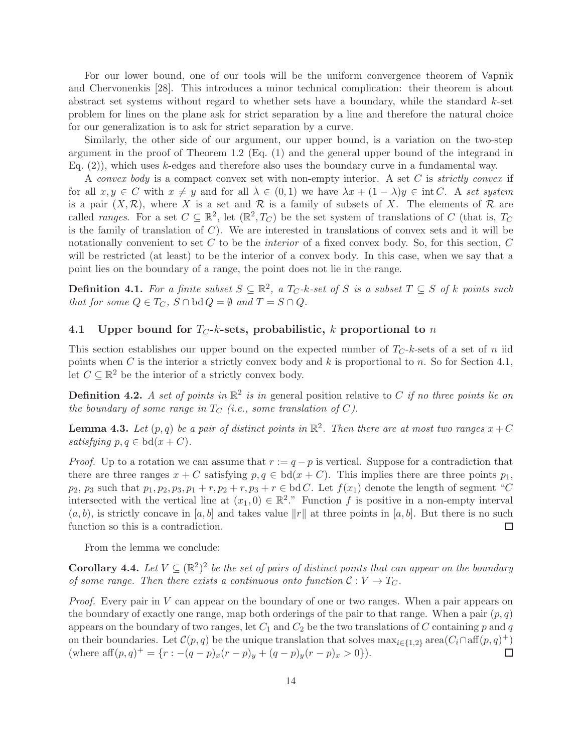For our lower bound, one of our tools will be the uniform convergence theorem of Vapnik and Chervonenkis [28]. This introduces a minor technical complication: their theorem is about abstract set systems without regard to whether sets have a boundary, while the standard $k$-set problem for lines on the plane ask for strict separation by a line and therefore the natural choice for our generalization is to ask for strict separation by a curve.

Similarly, the other side of our argument, our upper bound, is a variation on the two-step argument in the proof of Theorem 1.2 (Eq. (1) and the general upper bound of the integrand in Eq. (2)), which uses $k$-edges and therefore also uses the boundary curve in a fundamental way.

A *convex body* is a compact convex set with non-empty interior. A set $C$ is *strictly convex* if for all $x, y \in C$ with $x \neq y$ and for all $\lambda \in (0,1)$ we have $\lambda x + (1-\lambda) y \in \operatorname{int} C$. A *set system* is a pair $(X, \mathcal{R})$, where $X$ is a set and $\mathcal{R}$ is a family of subsets of $X$. The elements of $\mathcal{R}$ are called *ranges*. For a set $C \subseteq \mathbb{R}^2$, let $(\mathbb{R}^2, T_C)$ be the set system of translations of $C$ (that is, $T_C$ is the family of translation of $C$). We are interested in translations of convex sets and it will be notationally convenient to set $C$ to be the *interior* of a fixed convex body. So, for this section, $C$ will be restricted (at least) to be the interior of a convex body. In this case, when we say that a point lies on the boundary of a range, the point does not lie in the range.

**Definition 4.1.** *For a finite subset $S \subseteq \mathbb{R}^2$, a $T_C$-$k$-set of $S$ is a subset $T \subseteq S$ of $k$ points such that for some $Q \in T_C$, $S \cap \operatorname{bd} Q = \emptyset$ and $T = S \cap Q$.*

### 4.1 Upper bound for $T_C$-$k$-sets, probabilistic, $k$ proportional to $n$

This section establishes our upper bound on the expected number of $T_C$-$k$-sets of a set of $n$ iid points when $C$ is the interior a strictly convex body and $k$ is proportional to $n$. So for Section 4.1, let $C \subseteq \mathbb{R}^2$ be the interior of a strictly convex body.

**Definition 4.2.** *A set of points in $\mathbb{R}^2$ is in* general position *relative to $C$ if no three points lie on the boundary of some range in $T_C$ (i.e., some translation of $C$).*

**Lemma 4.3.** *Let $(p, q)$ be a pair of distinct points in $\mathbb{R}^2$. Then there are at most two ranges $x + C$ satisfying $p, q \in \operatorname{bd}(x + C)$.*

*Proof.* Up to a rotation we can assume that $r := q - p$ is vertical. Suppose for a contradiction that there are three ranges $x + C$ satisfying $p, q \in \operatorname{bd}(x + C)$. This implies there are three points $p_1$, $p_2$, $p_3$ such that $p_1, p_2, p_3, p_1 + r, p_2 + r, p_3 + r \in \operatorname{bd} C$. Let $f(x_1)$ denote the length of segment "$C$ intersected with the vertical line at $(x_1, 0) \in \mathbb{R}^2$." Function $f$ is positive in a non-empty interval $(a, b)$, is strictly concave in $[a, b]$ and takes value $\|r\|$ at three points in $[a, b]$. But there is no such function so this is a contradiction. $\square$

From the lemma we conclude:

**Corollary 4.4.** *Let $V \subseteq (\mathbb{R}^2)^2$ be the set of pairs of distinct points that can appear on the boundary of some range. Then there exists a continuous onto function $\mathcal{C} : V \to T_C$.*

*Proof.* Every pair in $V$ can appear on the boundary of one or two ranges. When a pair appears on the boundary of exactly one range, map both orderings of the pair to that range. When a pair $(p, q)$ appears on the boundary of two ranges, let $C_1$ and $C_2$ be the two translations of $C$ containing $p$ and $q$ on their boundaries. Let $\mathcal{C}(p, q)$ be the unique translation that solves $\max_{i \in \{1,2\}} \operatorname{area}(C_i \cap \operatorname{aff}(p, q)^+)$ (where $\operatorname{aff}(p, q)^+ = \{r : -(q-p)_x (r-p)_y + (q-p)_y (r-p)_x > 0\}$). $\square$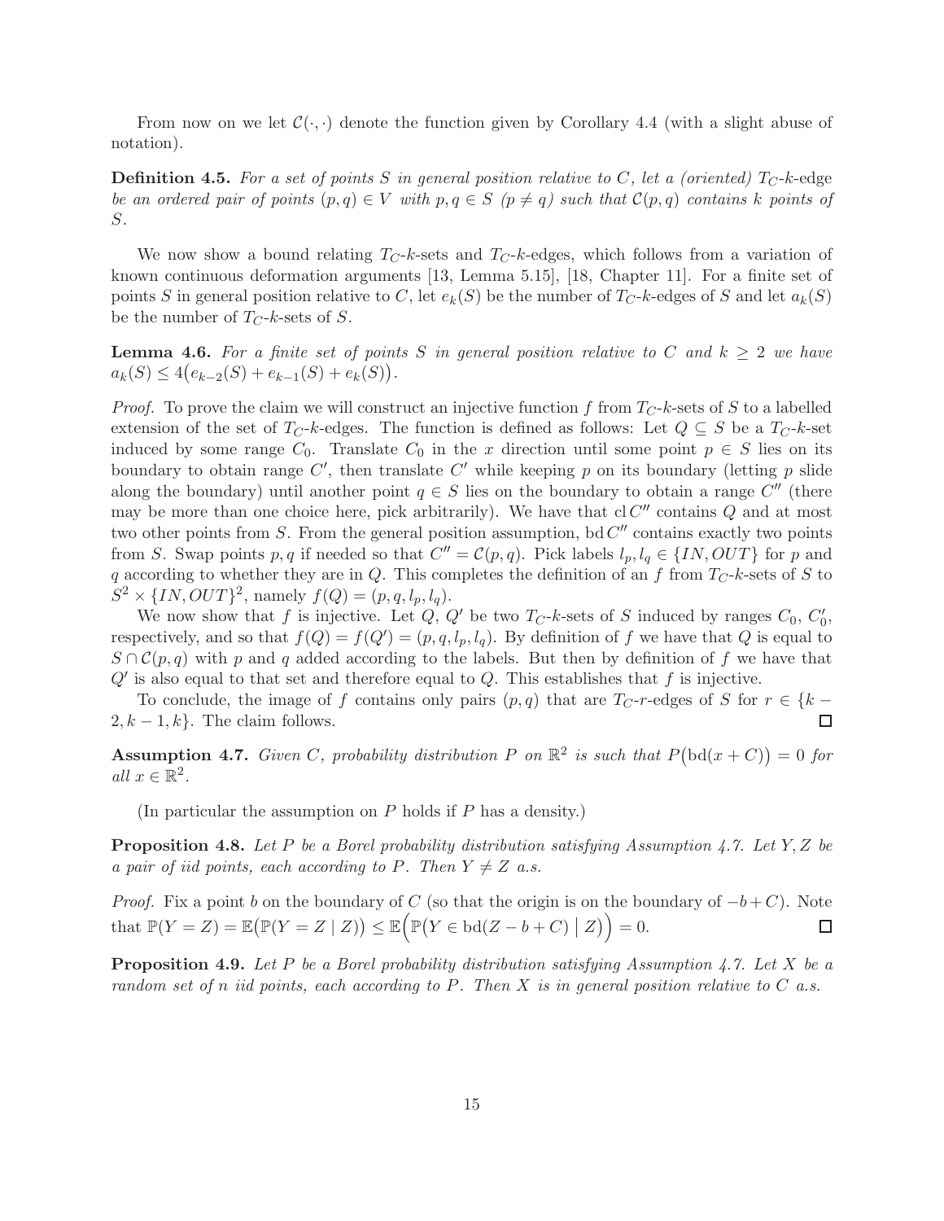From now on we let $\mathcal{C}(\cdot,\cdot)$ denote the function given by Corollary 4.4 (with a slight abuse of notation).

**Definition 4.5.** *For a set of points $S$ in general position relative to $C$, let a (oriented) $T_C$-$k$-edge be an ordered pair of points $(p,q) \in V$ with $p,q \in S$ ($p \neq q$) such that $\mathcal{C}(p,q)$ contains $k$ points of $S$.*

We now show a bound relating $T_C$-$k$-sets and $T_C$-$k$-edges, which follows from a variation of known continuous deformation arguments [13, Lemma 5.15], [18, Chapter 11]. For a finite set of points $S$ in general position relative to $C$, let $e_k(S)$ be the number of $T_C$-$k$-edges of $S$ and let $a_k(S)$ be the number of $T_C$-$k$-sets of $S$.

**Lemma 4.6.** *For a finite set of points $S$ in general position relative to $C$ and $k \geq 2$ we have $a_k(S) \leq 4\big(e_{k-2}(S) + e_{k-1}(S) + e_k(S)\big)$.*

*Proof.* To prove the claim we will construct an injective function $f$ from $T_C$-$k$-sets of $S$ to a labelled extension of the set of $T_C$-$k$-edges. The function is defined as follows: Let $Q \subseteq S$ be a $T_C$-$k$-set induced by some range $C_0$. Translate $C_0$ in the $x$ direction until some point $p \in S$ lies on its boundary to obtain range $C'$, then translate $C'$ while keeping $p$ on its boundary (letting $p$ slide along the boundary) until another point $q \in S$ lies on the boundary to obtain a range $C''$ (there may be more than one choice here, pick arbitrarily). We have that $\operatorname{cl} C''$ contains $Q$ and at most two other points from $S$. From the general position assumption, $\operatorname{bd} C''$ contains exactly two points from $S$. Swap points $p,q$ if needed so that $C'' = \mathcal{C}(p,q)$. Pick labels $l_p, l_q \in \{IN, OUT\}$ for $p$ and $q$ according to whether they are in $Q$. This completes the definition of an $f$ from $T_C$-$k$-sets of $S$ to $S^2 \times \{IN, OUT\}^2$, namely $f(Q) = (p,q,l_p,l_q)$.

We now show that $f$ is injective. Let $Q$, $Q'$ be two $T_C$-$k$-sets of $S$ induced by ranges $C_0$, $C_0'$, respectively, and so that $f(Q) = f(Q') = (p,q,l_p,l_q)$. By definition of $f$ we have that $Q$ is equal to $S \cap \mathcal{C}(p,q)$ with $p$ and $q$ added according to the labels. But then by definition of $f$ we have that $Q'$ is also equal to that set and therefore equal to $Q$. This establishes that $f$ is injective.

To conclude, the image of $f$ contains only pairs $(p,q)$ that are $T_C$-$r$-edges of $S$ for $r \in \{k-2, k-1, k\}$. The claim follows. $\square$

**Assumption 4.7.** *Given $C$, probability distribution $P$ on $\mathbb{R}^2$ is such that $P\big(\operatorname{bd}(x+C)\big) = 0$ for all $x \in \mathbb{R}^2$.*

(In particular the assumption on $P$ holds if $P$ has a density.)

**Proposition 4.8.** *Let $P$ be a Borel probability distribution satisfying Assumption 4.7. Let $Y, Z$ be a pair of iid points, each according to $P$. Then $Y \neq Z$ a.s.*

*Proof.* Fix a point $b$ on the boundary of $C$ (so that the origin is on the boundary of $-b+C$). Note that $\mathbb{P}(Y = Z) = \mathbb{E}\big(\mathbb{P}(Y = Z \mid Z)\big) \leq \mathbb{E}\Big(\mathbb{P}\big(Y \in \operatorname{bd}(Z - b + C) \mid Z\big)\Big) = 0$. $\square$

**Proposition 4.9.** *Let $P$ be a Borel probability distribution satisfying Assumption 4.7. Let $X$ be a random set of $n$ iid points, each according to $P$. Then $X$ is in general position relative to $C$ a.s.*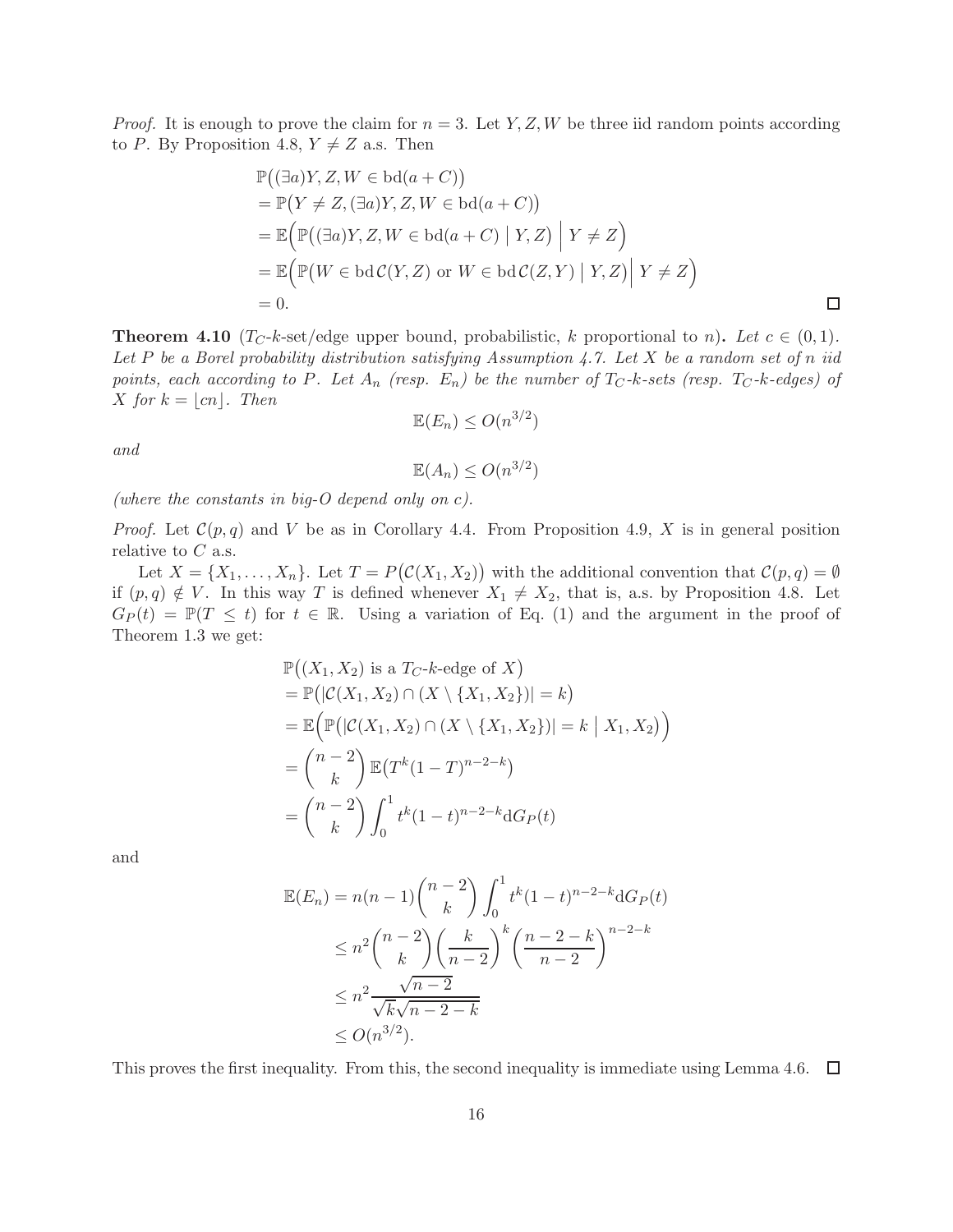*Proof.* It is enough to prove the claim for $n = 3$. Let $Y, Z, W$ be three iid random points according to $P$. By Proposition 4.8, $Y \neq Z$ a.s. Then

$$
\begin{aligned}
&\mathbb{P}\big((\exists a) Y, Z, W \in \operatorname{bd}(a + C)\big) \\
&= \mathbb{P}\big(Y \neq Z, (\exists a) Y, Z, W \in \operatorname{bd}(a + C)\big) \\
&= \mathbb{E}\Big(\mathbb{P}\big((\exists a) Y, Z, W \in \operatorname{bd}(a + C) \mid Y, Z\big) \Bigm| Y \neq Z\Big) \\
&= \mathbb{E}\Big(\mathbb{P}\big(W \in \operatorname{bd} \mathcal{C}(Y, Z) \text{ or } W \in \operatorname{bd} \mathcal{C}(Z, Y) \mid Y, Z\big) \Bigm| Y \neq Z\Big) \\
&= 0.
\end{aligned}
$$

$\square$

**Theorem 4.10** ($T_C$-$k$-set/edge upper bound, probabilistic, $k$ proportional to $n$)**.** *Let $c \in (0, 1)$. Let $P$ be a Borel probability distribution satisfying Assumption 4.7. Let $X$ be a random set of $n$ iid points, each according to $P$. Let $A_n$ (resp. $E_n$) be the number of $T_C$-$k$-sets (resp. $T_C$-$k$-edges) of $X$ for $k = \lfloor cn \rfloor$. Then*

$$\mathbb{E}(E_n) \leq O(n^{3/2})$$

*and*

$$\mathbb{E}(A_n) \leq O(n^{3/2})$$

*(where the constants in big-O depend only on $c$).*

*Proof.* Let $\mathcal{C}(p, q)$ and $V$ be as in Corollary 4.4. From Proposition 4.9, $X$ is in general position relative to $C$ a.s.

Let $X = \{X_1, \dots, X_n\}$. Let $T = P\big(\mathcal{C}(X_1, X_2)\big)$ with the additional convention that $\mathcal{C}(p, q) = \emptyset$ if $(p, q) \notin V$. In this way $T$ is defined whenever $X_1 \neq X_2$, that is, a.s. by Proposition 4.8. Let $G_P(t) = \mathbb{P}(T \leq t)$ for $t \in \mathbb{R}$. Using a variation of Eq. (1) and the argument in the proof of Theorem 1.3 we get:

$$
\begin{aligned}
&\mathbb{P}\big((X_1, X_2) \text{ is a } T_C\text{-}k\text{-edge of } X\big) \\
&= \mathbb{P}\big(|\mathcal{C}(X_1, X_2) \cap (X \setminus \{X_1, X_2\})| = k\big) \\
&= \mathbb{E}\Big(\mathbb{P}\big(|\mathcal{C}(X_1, X_2) \cap (X \setminus \{X_1, X_2\})| = k \bigm| X_1, X_2\big)\Big) \\
&= \binom{n-2}{k} \mathbb{E}\big(T^k (1 - T)^{n-2-k}\big) \\
&= \binom{n-2}{k} \int_0^1 t^k (1 - t)^{n-2-k} \mathrm{d}G_P(t)
\end{aligned}
$$

and

$$
\begin{aligned}
\mathbb{E}(E_n) &= n(n-1) \binom{n-2}{k} \int_0^1 t^k (1-t)^{n-2-k} \mathrm{d}G_P(t) \\
&\leq n^2 \binom{n-2}{k} \left(\frac{k}{n-2}\right)^k \left(\frac{n-2-k}{n-2}\right)^{n-2-k} \\
&\leq n^2 \frac{\sqrt{n-2}}{\sqrt{k}\sqrt{n-2-k}} \\
&\leq O(n^{3/2}).
\end{aligned}
$$

This proves the first inequality. From this, the second inequality is immediate using Lemma 4.6. $\square$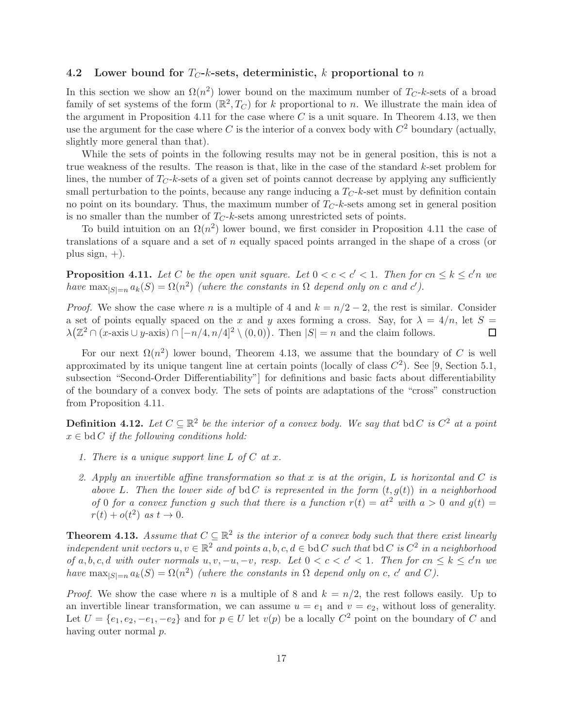### 4.2 Lower bound for $T_C$-$k$-sets, deterministic, $k$ proportional to $n$

In this section we show an $\Omega(n^2)$ lower bound on the maximum number of $T_C$-$k$-sets of a broad family of set systems of the form $(\mathbb{R}^2, T_C)$ for $k$ proportional to $n$. We illustrate the main idea of the argument in Proposition 4.11 for the case where $C$ is a unit square. In Theorem 4.13, we then use the argument for the case where $C$ is the interior of a convex body with $C^2$ boundary (actually, slightly more general than that).

While the sets of points in the following results may not be in general position, this is not a true weakness of the results. The reason is that, like in the case of the standard $k$-set problem for lines, the number of $T_C$-$k$-sets of a given set of points cannot decrease by applying any sufficiently small perturbation to the points, because any range inducing a $T_C$-$k$-set must by definition contain no point on its boundary. Thus, the maximum number of $T_C$-$k$-sets among set in general position is no smaller than the number of $T_C$-$k$-sets among unrestricted sets of points.

To build intuition on an $\Omega(n^2)$ lower bound, we first consider in Proposition 4.11 the case of translations of a square and a set of $n$ equally spaced points arranged in the shape of a cross (or plus sign, $+$).

**Proposition 4.11.** *Let $C$ be the open unit square. Let $0 < c < c' < 1$. Then for $cn \leq k \leq c'n$ we have $\max_{|S|=n} a_k(S) = \Omega(n^2)$ (where the constants in $\Omega$ depend only on $c$ and $c'$).*

*Proof.* We show the case where $n$ is a multiple of 4 and $k = n/2 - 2$, the rest is similar. Consider a set of points equally spaced on the $x$ and $y$ axes forming a cross. Say, for $\lambda = 4/n$, let $S = \lambda\big(\mathbb{Z}^2 \cap (x\text{-axis} \cup y\text{-axis}) \cap [-n/4, n/4]^2 \setminus (0,0)\big)$. Then $|S| = n$ and the claim follows. $\square$

For our next $\Omega(n^2)$ lower bound, Theorem 4.13, we assume that the boundary of $C$ is well approximated by its unique tangent line at certain points (locally of class $C^2$). See [9, Section 5.1, subsection "Second-Order Differentiability"] for definitions and basic facts about differentiability of the boundary of a convex body. The sets of points are adaptations of the "cross" construction from Proposition 4.11.

**Definition 4.12.** *Let $C \subseteq \mathbb{R}^2$ be the interior of a convex body. We say that $\operatorname{bd} C$ is $C^2$ at a point $x \in \operatorname{bd} C$ if the following conditions hold:*

1. *There is a unique support line $L$ of $C$ at $x$.*
2. *Apply an invertible affine transformation so that $x$ is at the origin, $L$ is horizontal and $C$ is above $L$. Then the lower side of $\operatorname{bd} C$ is represented in the form $(t, g(t))$ in a neighborhood of 0 for a convex function $g$ such that there is a function $r(t) = at^2$ with $a > 0$ and $g(t) = r(t) + o(t^2)$ as $t \to 0$.*

**Theorem 4.13.** *Assume that $C \subseteq \mathbb{R}^2$ is the interior of a convex body such that there exist linearly independent unit vectors $u, v \in \mathbb{R}^2$ and points $a, b, c, d \in \operatorname{bd} C$ such that $\operatorname{bd} C$ is $C^2$ in a neighborhood of $a, b, c, d$ with outer normals $u, v, -u, -v$, resp. Let $0 < c < c' < 1$. Then for $cn \leq k \leq c'n$ we have $\max_{|S|=n} a_k(S) = \Omega(n^2)$ (where the constants in $\Omega$ depend only on $c$, $c'$ and $C$).*

*Proof.* We show the case where $n$ is a multiple of 8 and $k = n/2$, the rest follows easily. Up to an invertible linear transformation, we can assume $u = e_1$ and $v = e_2$, without loss of generality. Let $U = \{e_1, e_2, -e_1, -e_2\}$ and for $p \in U$ let $v(p)$ be a locally $C^2$ point on the boundary of $C$ and having outer normal $p$.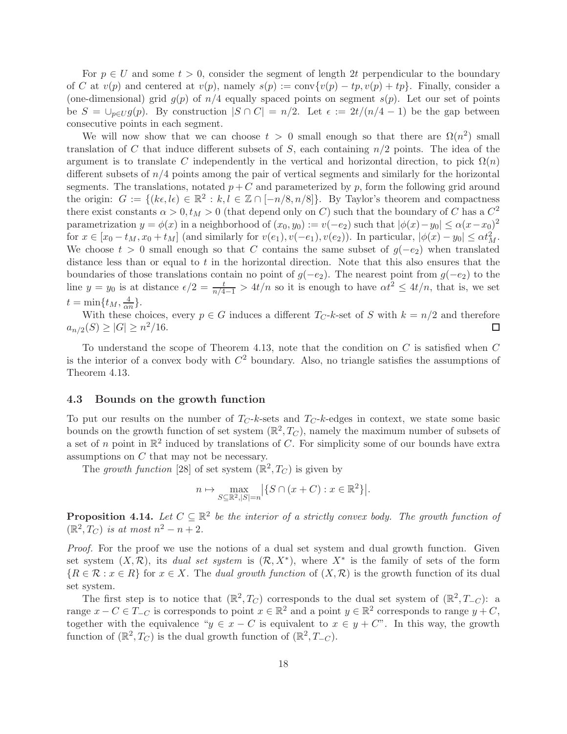For $p \in U$ and some $t > 0$, consider the segment of length $2t$ perpendicular to the boundary of $C$ at $v(p)$ and centered at $v(p)$, namely $s(p) := \operatorname{conv}\{v(p) - tp, v(p) + tp\}$. Finally, consider a (one-dimensional) grid $g(p)$ of $n/4$ equally spaced points on segment $s(p)$. Let our set of points be $S = \cup_{p \in U} g(p)$. By construction $|S \cap C| = n/2$. Let $\epsilon := 2t/(n/4 - 1)$ be the gap between consecutive points in each segment.

We will now show that we can choose $t > 0$ small enough so that there are $\Omega(n^2)$ small translation of $C$ that induce different subsets of $S$, each containing $n/2$ points. The idea of the argument is to translate $C$ independently in the vertical and horizontal direction, to pick $\Omega(n)$ different subsets of $n/4$ points among the pair of vertical segments and similarly for the horizontal segments. The translations, notated $p + C$ and parameterized by $p$, form the following grid around the origin: $G := \{(k\epsilon, l\epsilon) \in \mathbb{R}^2 : k, l \in \mathbb{Z} \cap [-n/8, n/8]\}$. By Taylor's theorem and compactness there exist constants $\alpha > 0, t_M > 0$ (that depend only on $C$) such that the boundary of $C$ has a $C^2$ parametrization $y = \phi(x)$ in a neighborhood of $(x_0, y_0) := v(-e_2)$ such that $|\phi(x) - y_0| \leq \alpha(x - x_0)^2$ for $x \in [x_0 - t_M, x_0 + t_M]$ (and similarly for $v(e_1), v(-e_1), v(e_2)$). In particular, $|\phi(x) - y_0| \leq \alpha t_M^2$. We choose $t > 0$ small enough so that $C$ contains the same subset of $g(-e_2)$ when translated distance less than or equal to $t$ in the horizontal direction. Note that this also ensures that the boundaries of those translations contain no point of $g(-e_2)$. The nearest point from $g(-e_2)$ to the line $y = y_0$ is at distance $\epsilon/2 = \frac{t}{n/4-1} > 4t/n$ so it is enough to have $\alpha t^2 \leq 4t/n$, that is, we set $t = \min\{t_M, \frac{4}{\alpha n}\}$.

With these choices, every $p \in G$ induces a different $T_C$-$k$-set of $S$ with $k = n/2$ and therefore $a_{n/2}(S) \geq |G| \geq n^2/16$. $\square$

To understand the scope of Theorem 4.13, note that the condition on $C$ is satisfied when $C$ is the interior of a convex body with $C^2$ boundary. Also, no triangle satisfies the assumptions of Theorem 4.13.

### 4.3 Bounds on the growth function

To put our results on the number of $T_C$-$k$-sets and $T_C$-$k$-edges in context, we state some basic bounds on the growth function of set system $(\mathbb{R}^2, T_C)$, namely the maximum number of subsets of a set of $n$ point in $\mathbb{R}^2$ induced by translations of $C$. For simplicity some of our bounds have extra assumptions on $C$ that may not be necessary.

The *growth function* [28] of set system $(\mathbb{R}^2, T_C)$ is given by

$$n \mapsto \max_{S \subseteq \mathbb{R}^2, |S|=n} \left|\{S \cap (x + C) : x \in \mathbb{R}^2\}\right|.$$

**Proposition 4.14.** *Let $C \subseteq \mathbb{R}^2$ be the interior of a strictly convex body. The growth function of $(\mathbb{R}^2, T_C)$ is at most $n^2 - n + 2$.*

*Proof.* For the proof we use the notions of a dual set system and dual growth function. Given set system $(X, \mathcal{R})$, its *dual set system* is $(\mathcal{R}, X^*)$, where $X^*$ is the family of sets of the form $\{R \in \mathcal{R} : x \in R\}$ for $x \in X$. The *dual growth function* of $(X, \mathcal{R})$ is the growth function of its dual set system.

The first step is to notice that $(\mathbb{R}^2, T_C)$ corresponds to the dual set system of $(\mathbb{R}^2, T_{-C})$: a range $x - C \in T_{-C}$ is corresponds to point $x \in \mathbb{R}^2$ and a point $y \in \mathbb{R}^2$ corresponds to range $y + C$, together with the equivalence "$y \in x - C$ is equivalent to $x \in y + C$". In this way, the growth function of $(\mathbb{R}^2, T_C)$ is the dual growth function of $(\mathbb{R}^2, T_{-C})$.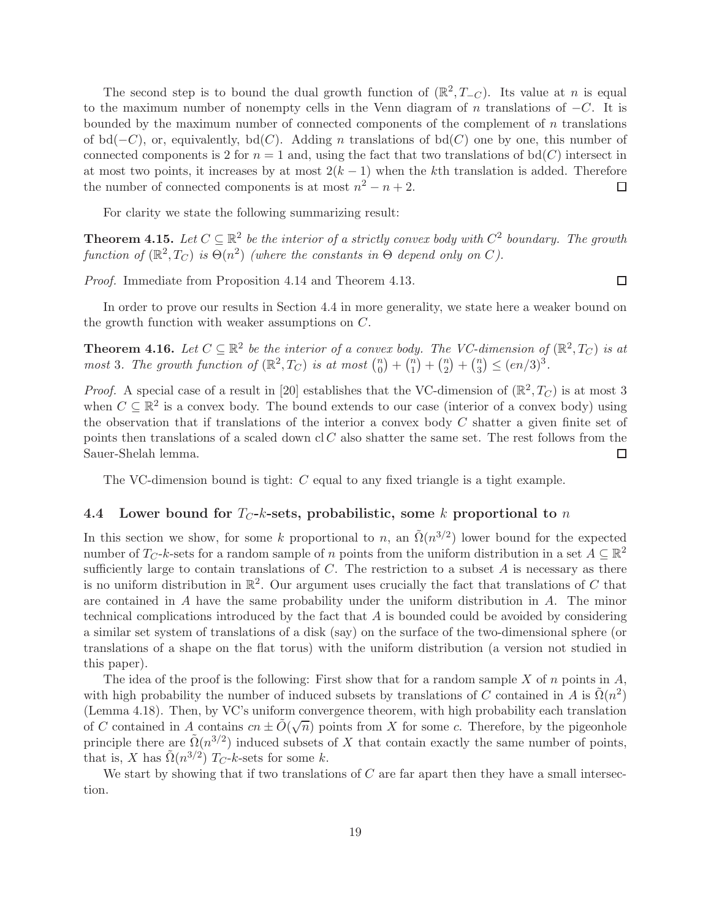The second step is to bound the dual growth function of $(\mathbb{R}^2, T_{-C})$. Its value at $n$ is equal to the maximum number of nonempty cells in the Venn diagram of $n$ translations of $-C$. It is bounded by the maximum number of connected components of the complement of $n$ translations of $\operatorname{bd}(-C)$, or, equivalently, $\operatorname{bd}(C)$. Adding $n$ translations of $\operatorname{bd}(C)$ one by one, this number of connected components is 2 for $n = 1$ and, using the fact that two translations of $\operatorname{bd}(C)$ intersect in at most two points, it increases by at most $2(k-1)$ when the $k$th translation is added. Therefore the number of connected components is at most $n^2 - n + 2$. □

For clarity we state the following summarizing result:

**Theorem 4.15.** *Let $C \subseteq \mathbb{R}^2$ be the interior of a strictly convex body with $C^2$ boundary. The growth function of $(\mathbb{R}^2, T_C)$ is $\Theta(n^2)$ (where the constants in $\Theta$ depend only on $C$).*

*Proof.* Immediate from Proposition 4.14 and Theorem 4.13. □

In order to prove our results in Section 4.4 in more generality, we state here a weaker bound on the growth function with weaker assumptions on $C$.

**Theorem 4.16.** *Let $C \subseteq \mathbb{R}^2$ be the interior of a convex body. The VC-dimension of $(\mathbb{R}^2, T_C)$ is at most 3. The growth function of $(\mathbb{R}^2, T_C)$ is at most $\binom{n}{0} + \binom{n}{1} + \binom{n}{2} + \binom{n}{3} \leq (en/3)^3$.*

*Proof.* A special case of a result in [20] establishes that the VC-dimension of $(\mathbb{R}^2, T_C)$ is at most 3 when $C \subseteq \mathbb{R}^2$ is a convex body. The bound extends to our case (interior of a convex body) using the observation that if translations of the interior a convex body $C$ shatter a given finite set of points then translations of a scaled down $\operatorname{cl} C$ also shatter the same set. The rest follows from the Sauer-Shelah lemma. □

The VC-dimension bound is tight: $C$ equal to any fixed triangle is a tight example.

## 4.4 Lower bound for $T_C$-$k$-sets, probabilistic, some $k$ proportional to $n$

In this section we show, for some $k$ proportional to $n$, an $\tilde{\Omega}(n^{3/2})$ lower bound for the expected number of $T_C$-$k$-sets for a random sample of $n$ points from the uniform distribution in a set $A \subseteq \mathbb{R}^2$ sufficiently large to contain translations of $C$. The restriction to a subset $A$ is necessary as there is no uniform distribution in $\mathbb{R}^2$. Our argument uses crucially the fact that translations of $C$ that are contained in $A$ have the same probability under the uniform distribution in $A$. The minor technical complications introduced by the fact that $A$ is bounded could be avoided by considering a similar set system of translations of a disk (say) on the surface of the two-dimensional sphere (or translations of a shape on the flat torus) with the uniform distribution (a version not studied in this paper).

The idea of the proof is the following: First show that for a random sample $X$ of $n$ points in $A$, with high probability the number of induced subsets by translations of $C$ contained in $A$ is $\tilde{\Omega}(n^2)$ (Lemma 4.18). Then, by VC's uniform convergence theorem, with high probability each translation of $C$ contained in $A$ contains $cn \pm \tilde{O}(\sqrt{n})$ points from $X$ for some $c$. Therefore, by the pigeonhole principle there are $\tilde{\Omega}(n^{3/2})$ induced subsets of $X$ that contain exactly the same number of points, that is, $X$ has $\tilde{\Omega}(n^{3/2})$ $T_C$-$k$-sets for some $k$.

We start by showing that if two translations of $C$ are far apart then they have a small intersection.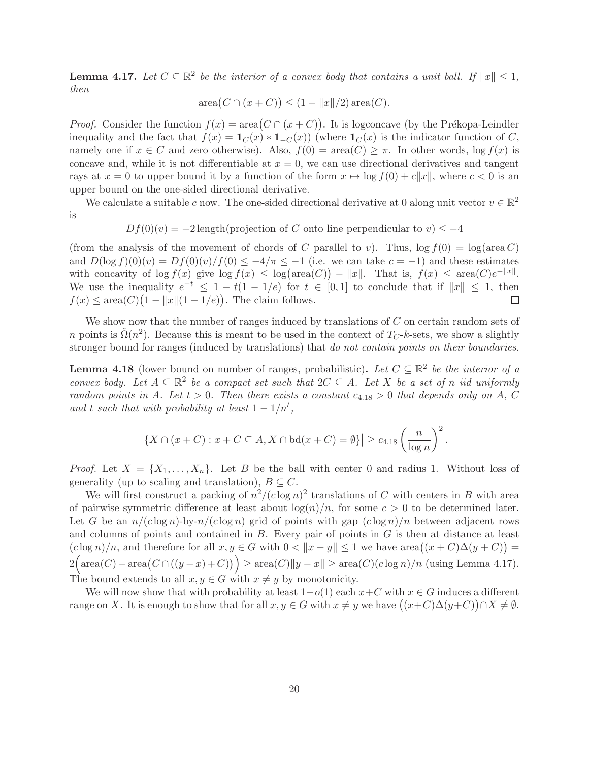**Lemma 4.17.** *Let $C \subseteq \mathbb{R}^2$ be the interior of a convex body that contains a unit ball. If $\|x\| \leq 1$, then*

$$\operatorname{area}\bigl(C \cap (x + C)\bigr) \leq (1 - \|x\|/2) \operatorname{area}(C).$$

*Proof.* Consider the function $f(x) = \operatorname{area}\bigl(C \cap (x + C)\bigr)$. It is logconcave (by the Prékopa-Leindler inequality and the fact that $f(x) = \mathbf{1}_C(x) * \mathbf{1}_{-C}(x)$) (where $\mathbf{1}_C(x)$ is the indicator function of $C$, namely one if $x \in C$ and zero otherwise). Also, $f(0) = \operatorname{area}(C) \geq \pi$. In other words, $\log f(x)$ is concave and, while it is not differentiable at $x = 0$, we can use directional derivatives and tangent rays at $x = 0$ to upper bound it by a function of the form $x \mapsto \log f(0) + c\|x\|$, where $c < 0$ is an upper bound on the one-sided directional derivative.

We calculate a suitable $c$ now. The one-sided directional derivative at 0 along unit vector $v \in \mathbb{R}^2$ is

$$Df(0)(v) = -2 \operatorname{length}(\text{projection of } C \text{ onto line perpendicular to } v) \leq -4$$

(from the analysis of the movement of chords of $C$ parallel to $v$). Thus, $\log f(0) = \log(\operatorname{area} C)$ and $D(\log f)(0)(v) = Df(0)(v)/f(0) \leq -4/\pi \leq -1$ (i.e. we can take $c = -1$) and these estimates with concavity of $\log f(x)$ give $\log f(x) \leq \log\bigl(\operatorname{area}(C)\bigr) - \|x\|$. That is, $f(x) \leq \operatorname{area}(C)e^{-\|x\|}$. We use the inequality $e^{-t} \leq 1 - t(1 - 1/e)$ for $t \in [0, 1]$ to conclude that if $\|x\| \leq 1$, then $f(x) \leq \operatorname{area}(C)\bigl(1 - \|x\|(1 - 1/e)\bigr)$. The claim follows. □

We show now that the number of ranges induced by translations of $C$ on certain random sets of $n$ points is $\tilde{\Omega}(n^2)$. Because this is meant to be used in the context of $T_C$-$k$-sets, we show a slightly stronger bound for ranges (induced by translations) that *do not contain points on their boundaries*.

**Lemma 4.18** (lower bound on number of ranges, probabilistic)**.** *Let $C \subseteq \mathbb{R}^2$ be the interior of a convex body. Let $A \subseteq \mathbb{R}^2$ be a compact set such that $2C \subseteq A$. Let $X$ be a set of $n$ iid uniformly random points in $A$. Let $t > 0$. Then there exists a constant $c_{4.18} > 0$ that depends only on $A$, $C$ and $t$ such that with probability at least $1 - 1/n^t$,*

$$\bigl|\{X \cap (x + C) : x + C \subseteq A, X \cap \operatorname{bd}(x + C) = \emptyset\}\bigr| \geq c_{4.18} \left(\frac{n}{\log n}\right)^2.$$

*Proof.* Let $X = \{X_1, \dots, X_n\}$. Let $B$ be the ball with center 0 and radius 1. Without loss of generality (up to scaling and translation), $B \subseteq C$.

We will first construct a packing of $n^2/(c \log n)^2$ translations of $C$ with centers in $B$ with area of pairwise symmetric difference at least about $\log(n)/n$, for some $c > 0$ to be determined later. Let $G$ be an $n/(c \log n)$-by-$n/(c \log n)$ grid of points with gap $(c \log n)/n$ between adjacent rows and columns of points and contained in $B$. Every pair of points in $G$ is then at distance at least $(c \log n)/n$, and therefore for all $x, y \in G$ with $0 < \|x - y\| \leq 1$ we have $\operatorname{area}\bigl((x + C)\Delta(y + C)\bigr) = 2\Bigl(\operatorname{area}(C) - \operatorname{area}\bigl(C \cap ((y - x) + C)\bigr)\Bigr) \geq \operatorname{area}(C)\|y - x\| \geq \operatorname{area}(C)(c \log n)/n$ (using Lemma 4.17). The bound extends to all $x, y \in G$ with $x \neq y$ by monotonicity.

We will now show that with probability at least $1 - o(1)$ each $x + C$ with $x \in G$ induces a different range on $X$. It is enough to show that for all $x, y \in G$ with $x \neq y$ we have $\bigl((x + C)\Delta(y + C)\bigr) \cap X \neq \emptyset$.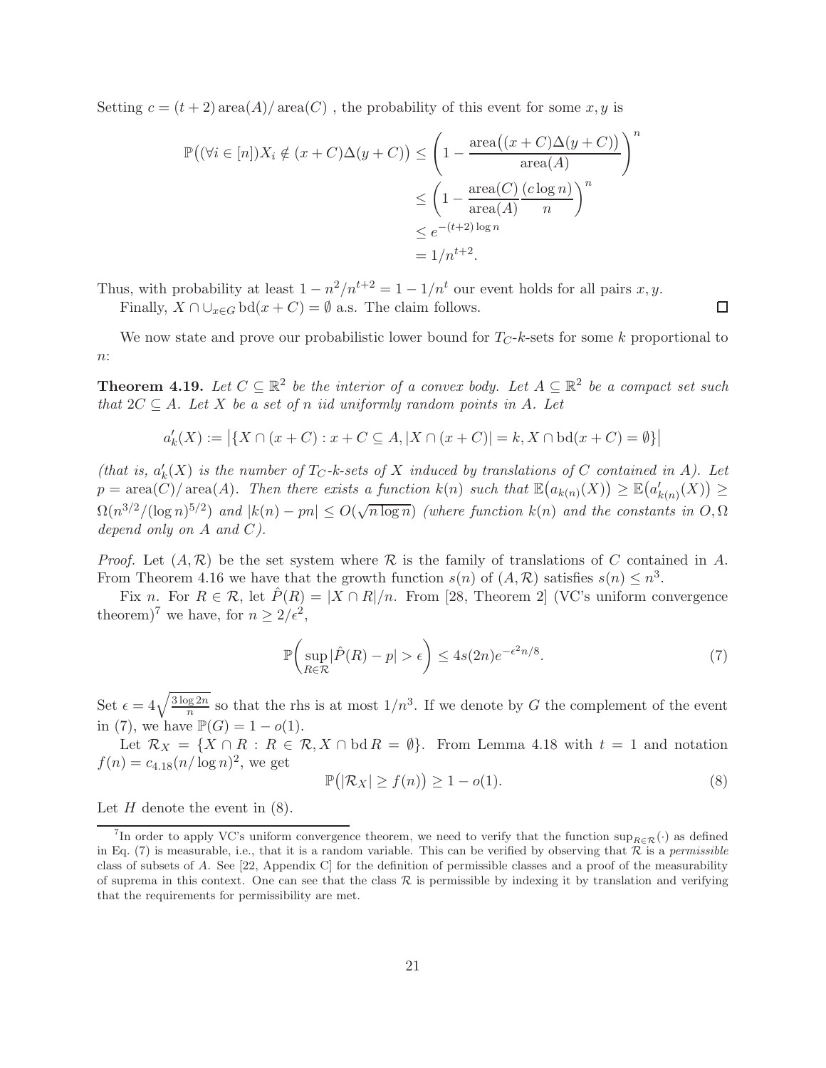Setting $c = (t+2)\operatorname{area}(A)/\operatorname{area}(C)$ , the probability of this event for some $x, y$ is

$$
\begin{aligned}
\mathbb{P}\big((\forall i \in [n]) X_i \notin (x+C)\Delta(y+C)\big) &\le \left(1 - \frac{\operatorname{area}\big((x+C)\Delta(y+C)\big)}{\operatorname{area}(A)}\right)^n \\
&\le \left(1 - \frac{\operatorname{area}(C)}{\operatorname{area}(A)}\frac{(c\log n)}{n}\right)^n \\
&\le e^{-(t+2)\log n} \\
&= 1/n^{t+2}.
\end{aligned}
$$

Thus, with probability at least $1 - n^2/n^{t+2} = 1 - 1/n^t$ our event holds for all pairs $x, y$.

Finally, $X \cap \cup_{x \in G} \operatorname{bd}(x+C) = \emptyset$ a.s. The claim follows. □

We now state and prove our probabilistic lower bound for $T_C$-$k$-sets for some $k$ proportional to $n$:

**Theorem 4.19.** *Let $C \subseteq \mathbb{R}^2$ be the interior of a convex body. Let $A \subseteq \mathbb{R}^2$ be a compact set such that $2C \subseteq A$. Let $X$ be a set of $n$ iid uniformly random points in $A$. Let*

$$
a'_k(X) := \big|\{X \cap (x+C) : x + C \subseteq A, |X \cap (x+C)| = k, X \cap \operatorname{bd}(x+C) = \emptyset\}\big|
$$

*(that is, $a'_k(X)$ is the number of $T_C$-$k$-sets of $X$ induced by translations of $C$ contained in $A$). Let $p = \operatorname{area}(C)/\operatorname{area}(A)$. Then there exists a function $k(n)$ such that $\mathbb{E}\big(a_{k(n)}(X)\big) \ge \mathbb{E}\big(a'_{k(n)}(X)\big) \ge \Omega(n^{3/2}/(\log n)^{5/2})$ and $|k(n) - pn| \le O(\sqrt{n \log n})$ (where function $k(n)$ and the constants in $O, \Omega$ depend only on $A$ and $C$).*

*Proof.* Let $(A, \mathcal{R})$ be the set system where $\mathcal{R}$ is the family of translations of $C$ contained in $A$. From Theorem 4.16 we have that the growth function $s(n)$ of $(A, \mathcal{R})$ satisfies $s(n) \le n^3$.

Fix $n$. For $R \in \mathcal{R}$, let $\hat{P}(R) = |X \cap R|/n$. From [28, Theorem 2] (VC's uniform convergence theorem)[7] we have, for $n \ge 2/\epsilon^2$,

$$
\mathbb{P}\left(\sup_{R \in \mathcal{R}} |\hat{P}(R) - p| > \epsilon\right) \le 4s(2n)e^{-\epsilon^2 n/8}. \tag{7}
$$

Set $\epsilon = 4\sqrt{\frac{3\log 2n}{n}}$ so that the rhs is at most $1/n^3$. If we denote by $G$ the complement of the event in (7), we have $\mathbb{P}(G) = 1 - o(1)$.

Let $\mathcal{R}_X = \{X \cap R : R \in \mathcal{R}, X \cap \operatorname{bd} R = \emptyset\}$. From Lemma 4.18 with $t = 1$ and notation $f(n) = c_{4.18}(n/\log n)^2$, we get

$$
\mathbb{P}\big(|\mathcal{R}_X| \ge f(n)\big) \ge 1 - o(1). \tag{8}
$$

Let $H$ denote the event in (8).

[7] In order to apply VC's uniform convergence theorem, we need to verify that the function $\sup_{R \in \mathcal{R}}(\cdot)$ as defined in Eq. (7) is measurable, i.e., that it is a random variable. This can be verified by observing that $\mathcal{R}$ is a *permissible* class of subsets of $A$. See [22, Appendix C] for the definition of permissible classes and a proof of the measurability of suprema in this context. One can see that the class $\mathcal{R}$ is permissible by indexing it by translation and verifying that the requirements for permissibility are met.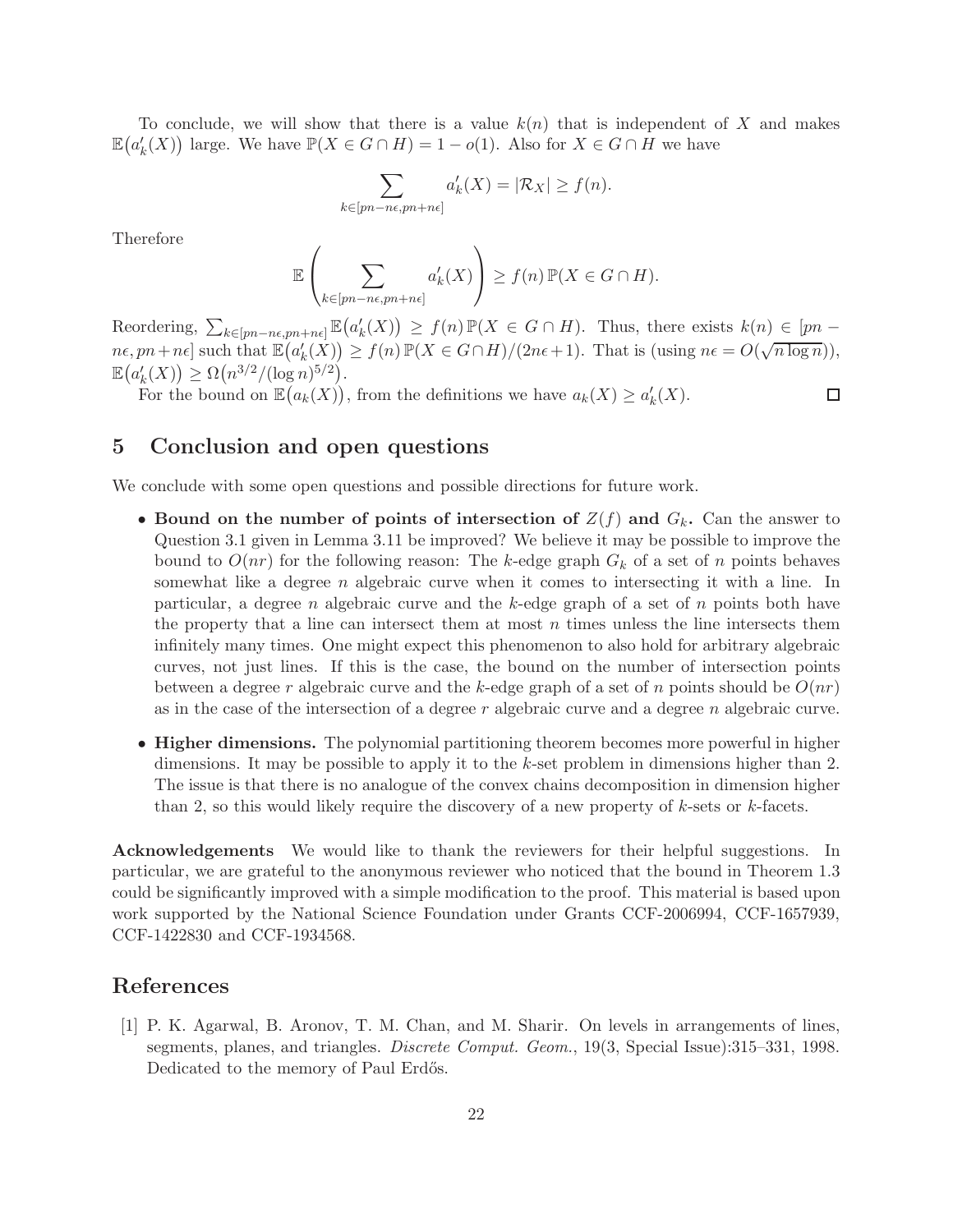To conclude, we will show that there is a value $k(n)$ that is independent of $X$ and makes $\mathbb{E}\big(a'_k(X)\big)$ large. We have $\mathbb{P}(X \in G \cap H) = 1 - o(1)$. Also for $X \in G \cap H$ we have

$$\sum_{k \in [pn - n\epsilon, pn + n\epsilon]} a'_k(X) = |\mathcal{R}_X| \geq f(n).$$

Therefore

$$\mathbb{E}\left(\sum_{k \in [pn - n\epsilon, pn + n\epsilon]} a'_k(X)\right) \geq f(n)\, \mathbb{P}(X \in G \cap H).$$

Reordering, $\sum_{k \in [pn - n\epsilon, pn + n\epsilon]} \mathbb{E}\big(a'_k(X)\big) \geq f(n)\, \mathbb{P}(X \in G \cap H)$. Thus, there exists $k(n) \in [pn - n\epsilon, pn + n\epsilon]$ such that $\mathbb{E}\big(a'_k(X)\big) \geq f(n)\, \mathbb{P}(X \in G \cap H)/(2n\epsilon + 1)$. That is (using $n\epsilon = O(\sqrt{n \log n})$), $\mathbb{E}\big(a'_k(X)\big) \geq \Omega\big(n^{3/2}/(\log n)^{5/2}\big)$.

For the bound on $\mathbb{E}\big(a_k(X)\big)$, from the definitions we have $a_k(X) \geq a'_k(X)$. $\square$

## 5 Conclusion and open questions

We conclude with some open questions and possible directions for future work.

- **Bound on the number of points of intersection of $Z(f)$ and $G_k$.** Can the answer to Question 3.1 given in Lemma 3.11 be improved? We believe it may be possible to improve the bound to $O(nr)$ for the following reason: The $k$-edge graph $G_k$ of a set of $n$ points behaves somewhat like a degree $n$ algebraic curve when it comes to intersecting it with a line. In particular, a degree $n$ algebraic curve and the $k$-edge graph of a set of $n$ points both have the property that a line can intersect them at most $n$ times unless the line intersects them infinitely many times. One might expect this phenomenon to also hold for arbitrary algebraic curves, not just lines. If this is the case, the bound on the number of intersection points between a degree $r$ algebraic curve and the $k$-edge graph of a set of $n$ points should be $O(nr)$ as in the case of the intersection of a degree $r$ algebraic curve and a degree $n$ algebraic curve.
- **Higher dimensions.** The polynomial partitioning theorem becomes more powerful in higher dimensions. It may be possible to apply it to the $k$-set problem in dimensions higher than 2. The issue is that there is no analogue of the convex chains decomposition in dimension higher than 2, so this would likely require the discovery of a new property of $k$-sets or $k$-facets.

**Acknowledgements** We would like to thank the reviewers for their helpful suggestions. In particular, we are grateful to the anonymous reviewer who noticed that the bound in Theorem 1.3 could be significantly improved with a simple modification to the proof. This material is based upon work supported by the National Science Foundation under Grants CCF-2006994, CCF-1657939, CCF-1422830 and CCF-1934568.

## References

[1] P. K. Agarwal, B. Aronov, T. M. Chan, and M. Sharir. On levels in arrangements of lines, segments, planes, and triangles. *Discrete Comput. Geom.*, 19(3, Special Issue):315–331, 1998. Dedicated to the memory of Paul Erdős.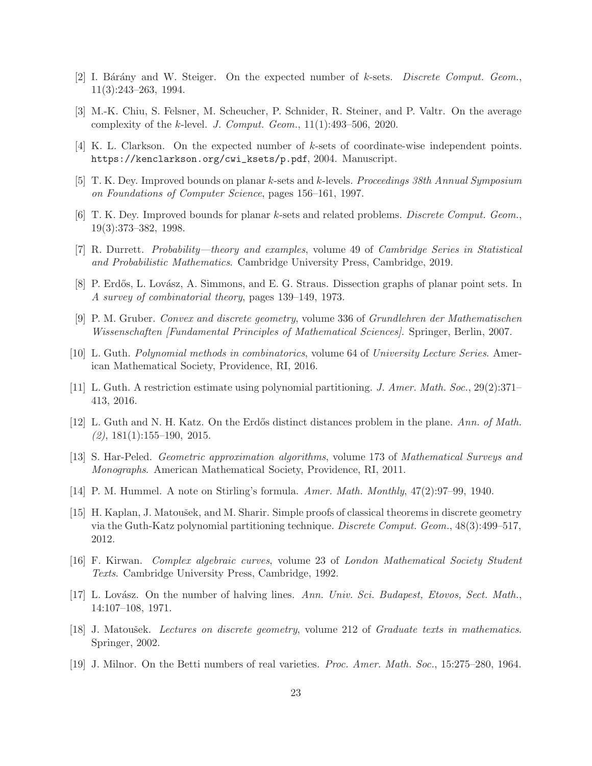[2] I. Bárány and W. Steiger. On the expected number of $k$-sets. *Discrete Comput. Geom.*, 11(3):243–263, 1994.

[3] M.-K. Chiu, S. Felsner, M. Scheucher, P. Schnider, R. Steiner, and P. Valtr. On the average complexity of the $k$-level. *J. Comput. Geom.*, 11(1):493–506, 2020.

[4] K. L. Clarkson. On the expected number of $k$-sets of coordinate-wise independent points. https://kenclarkson.org/cwi_ksets/p.pdf, 2004. Manuscript.

[5] T. K. Dey. Improved bounds on planar $k$-sets and $k$-levels. *Proceedings 38th Annual Symposium on Foundations of Computer Science*, pages 156–161, 1997.

[6] T. K. Dey. Improved bounds for planar $k$-sets and related problems. *Discrete Comput. Geom.*, 19(3):373–382, 1998.

[7] R. Durrett. *Probability—theory and examples*, volume 49 of *Cambridge Series in Statistical and Probabilistic Mathematics*. Cambridge University Press, Cambridge, 2019.

[8] P. Erdős, L. Lovász, A. Simmons, and E. G. Straus. Dissection graphs of planar point sets. In *A survey of combinatorial theory*, pages 139–149, 1973.

[9] P. M. Gruber. *Convex and discrete geometry*, volume 336 of *Grundlehren der Mathematischen Wissenschaften [Fundamental Principles of Mathematical Sciences]*. Springer, Berlin, 2007.

[10] L. Guth. *Polynomial methods in combinatorics*, volume 64 of *University Lecture Series*. American Mathematical Society, Providence, RI, 2016.

[11] L. Guth. A restriction estimate using polynomial partitioning. *J. Amer. Math. Soc.*, 29(2):371–413, 2016.

[12] L. Guth and N. H. Katz. On the Erdős distinct distances problem in the plane. *Ann. of Math. (2)*, 181(1):155–190, 2015.

[13] S. Har-Peled. *Geometric approximation algorithms*, volume 173 of *Mathematical Surveys and Monographs*. American Mathematical Society, Providence, RI, 2011.

[14] P. M. Hummel. A note on Stirling's formula. *Amer. Math. Monthly*, 47(2):97–99, 1940.

[15] H. Kaplan, J. Matoušek, and M. Sharir. Simple proofs of classical theorems in discrete geometry via the Guth-Katz polynomial partitioning technique. *Discrete Comput. Geom.*, 48(3):499–517, 2012.

[16] F. Kirwan. *Complex algebraic curves*, volume 23 of *London Mathematical Society Student Texts*. Cambridge University Press, Cambridge, 1992.

[17] L. Lovász. On the number of halving lines. *Ann. Univ. Sci. Budapest, Etovos, Sect. Math.*, 14:107–108, 1971.

[18] J. Matoušek. *Lectures on discrete geometry*, volume 212 of *Graduate texts in mathematics.* Springer, 2002.

[19] J. Milnor. On the Betti numbers of real varieties. *Proc. Amer. Math. Soc.*, 15:275–280, 1964.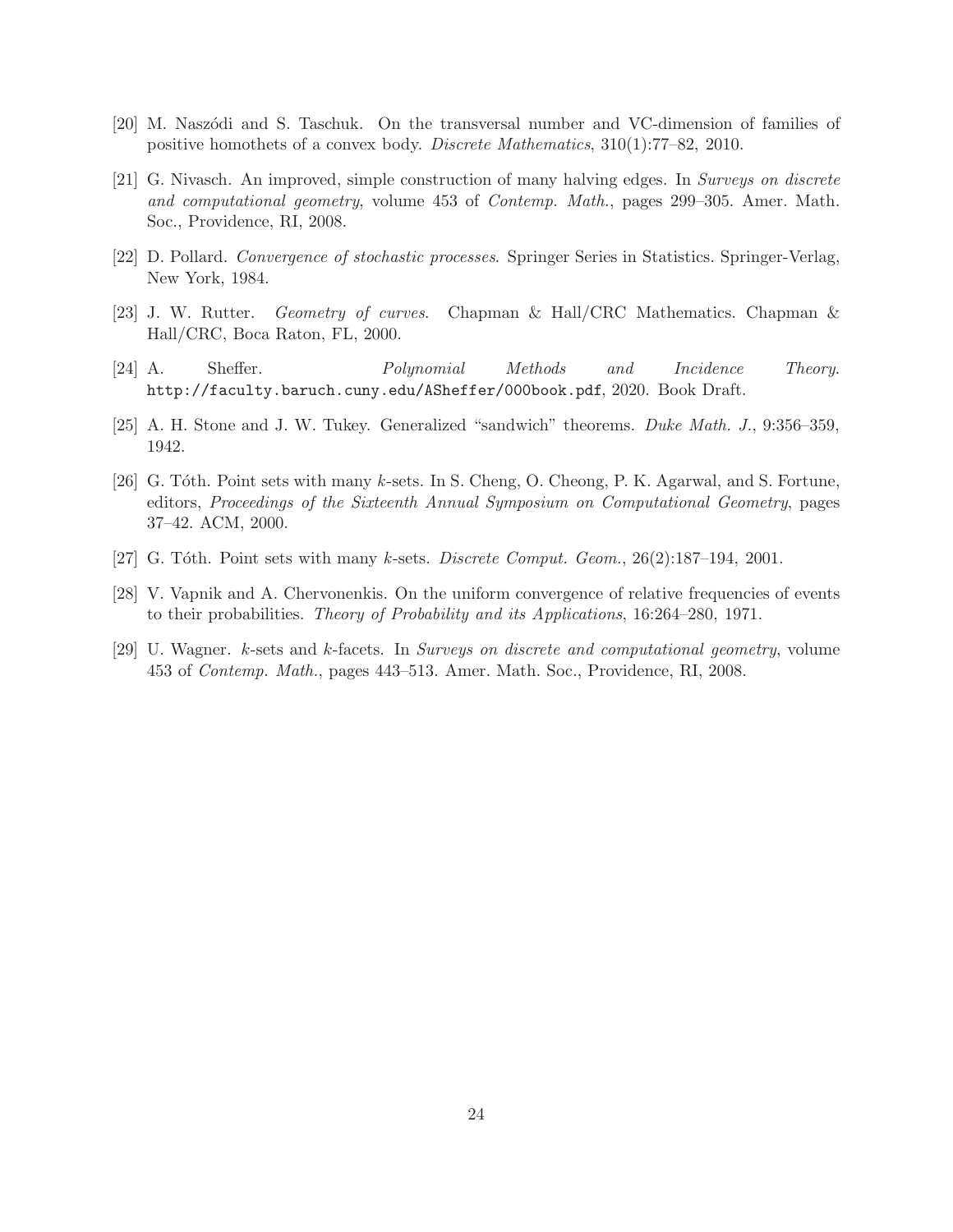[20] M. Naszódi and S. Taschuk. On the transversal number and VC-dimension of families of positive homothets of a convex body. *Discrete Mathematics*, 310(1):77–82, 2010.

[21] G. Nivasch. An improved, simple construction of many halving edges. In *Surveys on discrete and computational geometry*, volume 453 of *Contemp. Math.*, pages 299–305. Amer. Math. Soc., Providence, RI, 2008.

[22] D. Pollard. *Convergence of stochastic processes*. Springer Series in Statistics. Springer-Verlag, New York, 1984.

[23] J. W. Rutter. *Geometry of curves*. Chapman & Hall/CRC Mathematics. Chapman & Hall/CRC, Boca Raton, FL, 2000.

[24] A. Sheffer. *Polynomial Methods and Incidence Theory.* `http://faculty.baruch.cuny.edu/ASheffer/000book.pdf`, 2020. Book Draft.

[25] A. H. Stone and J. W. Tukey. Generalized "sandwich" theorems. *Duke Math. J.*, 9:356–359, 1942.

[26] G. Tóth. Point sets with many $k$-sets. In S. Cheng, O. Cheong, P. K. Agarwal, and S. Fortune, editors, *Proceedings of the Sixteenth Annual Symposium on Computational Geometry*, pages 37–42. ACM, 2000.

[27] G. Tóth. Point sets with many $k$-sets. *Discrete Comput. Geom.*, 26(2):187–194, 2001.

[28] V. Vapnik and A. Chervonenkis. On the uniform convergence of relative frequencies of events to their probabilities. *Theory of Probability and its Applications*, 16:264–280, 1971.

[29] U. Wagner. $k$-sets and $k$-facets. In *Surveys on discrete and computational geometry*, volume 453 of *Contemp. Math.*, pages 443–513. Amer. Math. Soc., Providence, RI, 2008.